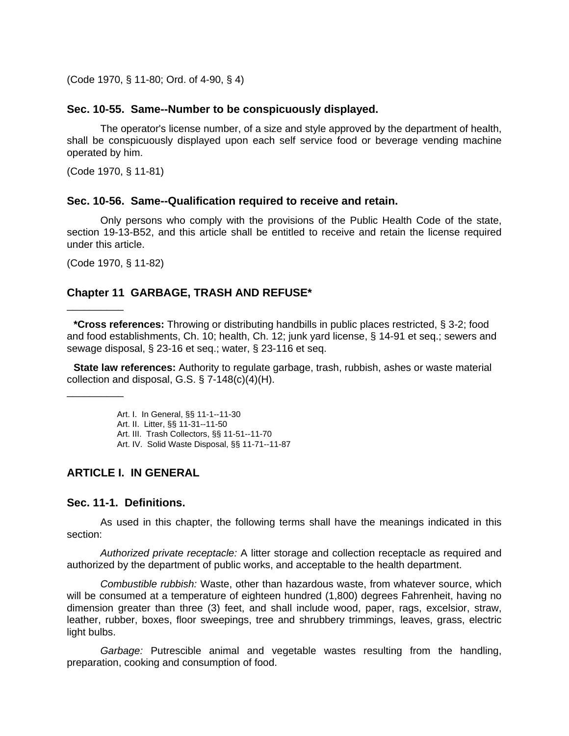(Code 1970, § 11-80; Ord. of 4-90, § 4)

### Sec. 10-55. Same--Number to be conspicuously displayed.

The operator's license number, of a size and style approved by the department of health, shall be conspicuously displayed upon each self service food or beverage vending machine operated by him.

(Code 1970, § 11-81)

### Sec. 10-56. Same--Qualification required to receive and retain.

Only persons who comply with the provisions of the Public Health Code of the state, section 19-13-B52, and this article shall be entitled to receive and retain the license required under this article.

(Code 1970, § 11-82)

## Chapter 11 GARBAGE, TRASH AND REFUSE*

---

**\*Cross references:** Throwing or distributing handbills in public places restricted, § 3-2; food and food establishments, Ch. 10; health, Ch. 12; junk yard license, § 14-91 et seq.; sewers and sewage disposal, § 23-16 et seq.; water, § 23-116 et seq.

**State law references:** Authority to regulate garbage, trash, rubbish, ashes or waste material collection and disposal, G.S. § 7-148(c)(4)(H).

---

Art. I. In General, §§ 11-1--11-30
Art. II. Litter, §§ 11-31--11-50
Art. III. Trash Collectors, §§ 11-51--11-70
Art. IV. Solid Waste Disposal, §§ 11-71--11-87

## ARTICLE I. IN GENERAL

### Sec. 11-1. Definitions.

As used in this chapter, the following terms shall have the meanings indicated in this section:

*Authorized private receptacle:* A litter storage and collection receptacle as required and authorized by the department of public works, and acceptable to the health department.

*Combustible rubbish:* Waste, other than hazardous waste, from whatever source, which will be consumed at a temperature of eighteen hundred (1,800) degrees Fahrenheit, having no dimension greater than three (3) feet, and shall include wood, paper, rags, excelsior, straw, leather, rubber, boxes, floor sweepings, tree and shrubbery trimmings, leaves, grass, electric light bulbs.

*Garbage:* Putrescible animal and vegetable wastes resulting from the handling, preparation, cooking and consumption of food.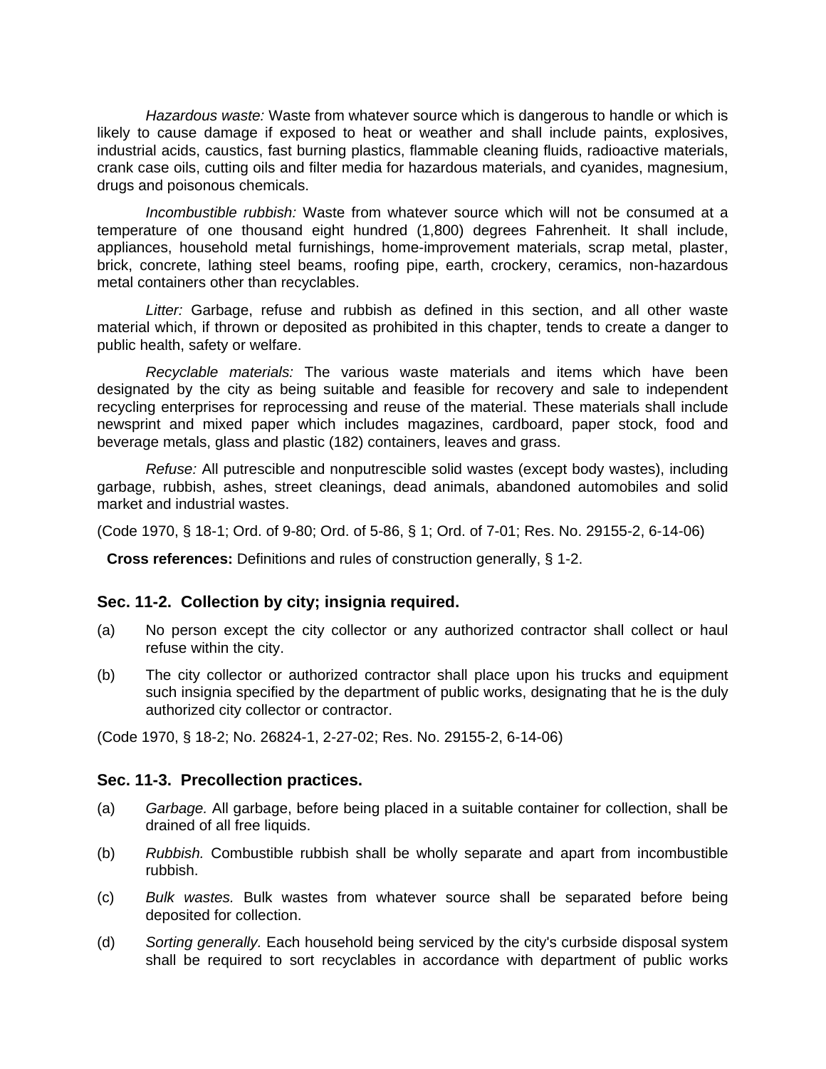*Hazardous waste:* Waste from whatever source which is dangerous to handle or which is likely to cause damage if exposed to heat or weather and shall include paints, explosives, industrial acids, caustics, fast burning plastics, flammable cleaning fluids, radioactive materials, crank case oils, cutting oils and filter media for hazardous materials, and cyanides, magnesium, drugs and poisonous chemicals.

*Incombustible rubbish:* Waste from whatever source which will not be consumed at a temperature of one thousand eight hundred (1,800) degrees Fahrenheit. It shall include, appliances, household metal furnishings, home-improvement materials, scrap metal, plaster, brick, concrete, lathing steel beams, roofing pipe, earth, crockery, ceramics, non-hazardous metal containers other than recyclables.

*Litter:* Garbage, refuse and rubbish as defined in this section, and all other waste material which, if thrown or deposited as prohibited in this chapter, tends to create a danger to public health, safety or welfare.

*Recyclable materials:* The various waste materials and items which have been designated by the city as being suitable and feasible for recovery and sale to independent recycling enterprises for reprocessing and reuse of the material. These materials shall include newsprint and mixed paper which includes magazines, cardboard, paper stock, food and beverage metals, glass and plastic (182) containers, leaves and grass.

*Refuse:* All putrescible and nonputrescible solid wastes (except body wastes), including garbage, rubbish, ashes, street cleanings, dead animals, abandoned automobiles and solid market and industrial wastes.

(Code 1970, § 18-1; Ord. of 9-80; Ord. of 5-86, § 1; Ord. of 7-01; Res. No. 29155-2, 6-14-06)

**Cross references:** Definitions and rules of construction generally, § 1-2.

### Sec. 11-2. Collection by city; insignia required.

(a) No person except the city collector or any authorized contractor shall collect or haul refuse within the city.

(b) The city collector or authorized contractor shall place upon his trucks and equipment such insignia specified by the department of public works, designating that he is the duly authorized city collector or contractor.

(Code 1970, § 18-2; No. 26824-1, 2-27-02; Res. No. 29155-2, 6-14-06)

### Sec. 11-3. Precollection practices.

(a) *Garbage.* All garbage, before being placed in a suitable container for collection, shall be drained of all free liquids.

(b) *Rubbish.* Combustible rubbish shall be wholly separate and apart from incombustible rubbish.

(c) *Bulk wastes.* Bulk wastes from whatever source shall be separated before being deposited for collection.

(d) *Sorting generally.* Each household being serviced by the city's curbside disposal system shall be required to sort recyclables in accordance with department of public works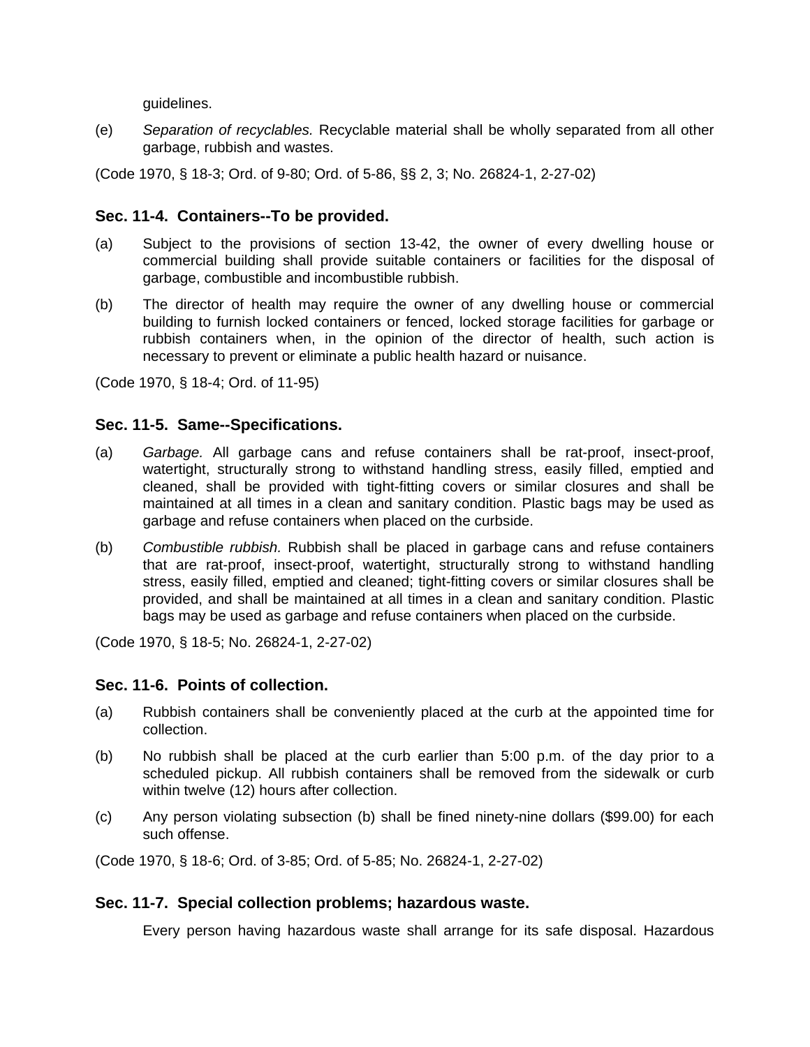guidelines.

(e) *Separation of recyclables.* Recyclable material shall be wholly separated from all other garbage, rubbish and wastes.

(Code 1970, § 18-3; Ord. of 9-80; Ord. of 5-86, §§ 2, 3; No. 26824-1, 2-27-02)

### Sec. 11-4. Containers--To be provided.

(a) Subject to the provisions of section 13-42, the owner of every dwelling house or commercial building shall provide suitable containers or facilities for the disposal of garbage, combustible and incombustible rubbish.

(b) The director of health may require the owner of any dwelling house or commercial building to furnish locked containers or fenced, locked storage facilities for garbage or rubbish containers when, in the opinion of the director of health, such action is necessary to prevent or eliminate a public health hazard or nuisance.

(Code 1970, § 18-4; Ord. of 11-95)

### Sec. 11-5. Same--Specifications.

(a) *Garbage.* All garbage cans and refuse containers shall be rat-proof, insect-proof, watertight, structurally strong to withstand handling stress, easily filled, emptied and cleaned, shall be provided with tight-fitting covers or similar closures and shall be maintained at all times in a clean and sanitary condition. Plastic bags may be used as garbage and refuse containers when placed on the curbside.

(b) *Combustible rubbish.* Rubbish shall be placed in garbage cans and refuse containers that are rat-proof, insect-proof, watertight, structurally strong to withstand handling stress, easily filled, emptied and cleaned; tight-fitting covers or similar closures shall be provided, and shall be maintained at all times in a clean and sanitary condition. Plastic bags may be used as garbage and refuse containers when placed on the curbside.

(Code 1970, § 18-5; No. 26824-1, 2-27-02)

### Sec. 11-6. Points of collection.

(a) Rubbish containers shall be conveniently placed at the curb at the appointed time for collection.

(b) No rubbish shall be placed at the curb earlier than 5:00 p.m. of the day prior to a scheduled pickup. All rubbish containers shall be removed from the sidewalk or curb within twelve (12) hours after collection.

(c) Any person violating subsection (b) shall be fined ninety-nine dollars ($99.00) for each such offense.

(Code 1970, § 18-6; Ord. of 3-85; Ord. of 5-85; No. 26824-1, 2-27-02)

### Sec. 11-7. Special collection problems; hazardous waste.

Every person having hazardous waste shall arrange for its safe disposal. Hazardous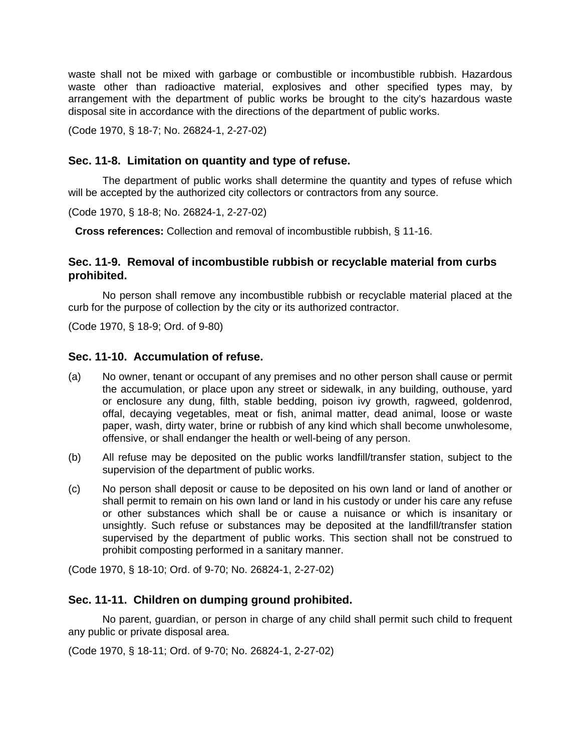waste shall not be mixed with garbage or combustible or incombustible rubbish. Hazardous waste other than radioactive material, explosives and other specified types may, by arrangement with the department of public works be brought to the city's hazardous waste disposal site in accordance with the directions of the department of public works.

(Code 1970, § 18-7; No. 26824-1, 2-27-02)

### Sec. 11-8. Limitation on quantity and type of refuse.

The department of public works shall determine the quantity and types of refuse which will be accepted by the authorized city collectors or contractors from any source.

(Code 1970, § 18-8; No. 26824-1, 2-27-02)

**Cross references:** Collection and removal of incombustible rubbish, § 11-16.

### Sec. 11-9. Removal of incombustible rubbish or recyclable material from curbs prohibited.

No person shall remove any incombustible rubbish or recyclable material placed at the curb for the purpose of collection by the city or its authorized contractor.

(Code 1970, § 18-9; Ord. of 9-80)

### Sec. 11-10. Accumulation of refuse.

(a) No owner, tenant or occupant of any premises and no other person shall cause or permit the accumulation, or place upon any street or sidewalk, in any building, outhouse, yard or enclosure any dung, filth, stable bedding, poison ivy growth, ragweed, goldenrod, offal, decaying vegetables, meat or fish, animal matter, dead animal, loose or waste paper, wash, dirty water, brine or rubbish of any kind which shall become unwholesome, offensive, or shall endanger the health or well-being of any person.

(b) All refuse may be deposited on the public works landfill/transfer station, subject to the supervision of the department of public works.

(c) No person shall deposit or cause to be deposited on his own land or land of another or shall permit to remain on his own land or land in his custody or under his care any refuse or other substances which shall be or cause a nuisance or which is insanitary or unsightly. Such refuse or substances may be deposited at the landfill/transfer station supervised by the department of public works. This section shall not be construed to prohibit composting performed in a sanitary manner.

(Code 1970, § 18-10; Ord. of 9-70; No. 26824-1, 2-27-02)

### Sec. 11-11. Children on dumping ground prohibited.

No parent, guardian, or person in charge of any child shall permit such child to frequent any public or private disposal area.

(Code 1970, § 18-11; Ord. of 9-70; No. 26824-1, 2-27-02)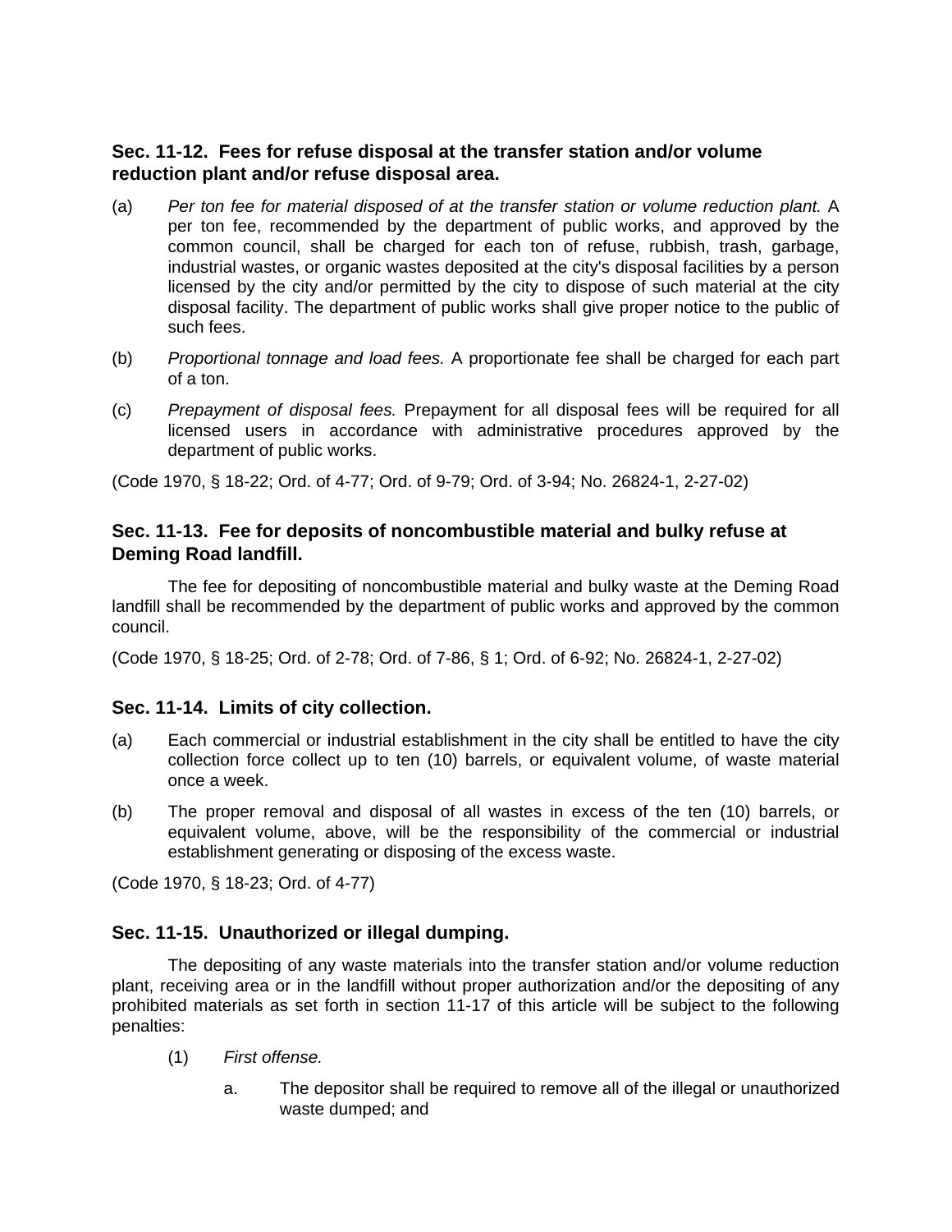### Sec. 11-12. Fees for refuse disposal at the transfer station and/or volume reduction plant and/or refuse disposal area.

(a) *Per ton fee for material disposed of at the transfer station or volume reduction plant.* A per ton fee, recommended by the department of public works, and approved by the common council, shall be charged for each ton of refuse, rubbish, trash, garbage, industrial wastes, or organic wastes deposited at the city's disposal facilities by a person licensed by the city and/or permitted by the city to dispose of such material at the city disposal facility. The department of public works shall give proper notice to the public of such fees.

(b) *Proportional tonnage and load fees.* A proportionate fee shall be charged for each part of a ton.

(c) *Prepayment of disposal fees.* Prepayment for all disposal fees will be required for all licensed users in accordance with administrative procedures approved by the department of public works.

(Code 1970, § 18-22; Ord. of 4-77; Ord. of 9-79; Ord. of 3-94; No. 26824-1, 2-27-02)

### Sec. 11-13. Fee for deposits of noncombustible material and bulky refuse at Deming Road landfill.

The fee for depositing of noncombustible material and bulky waste at the Deming Road landfill shall be recommended by the department of public works and approved by the common council.

(Code 1970, § 18-25; Ord. of 2-78; Ord. of 7-86, § 1; Ord. of 6-92; No. 26824-1, 2-27-02)

### Sec. 11-14. Limits of city collection.

(a) Each commercial or industrial establishment in the city shall be entitled to have the city collection force collect up to ten (10) barrels, or equivalent volume, of waste material once a week.

(b) The proper removal and disposal of all wastes in excess of the ten (10) barrels, or equivalent volume, above, will be the responsibility of the commercial or industrial establishment generating or disposing of the excess waste.

(Code 1970, § 18-23; Ord. of 4-77)

### Sec. 11-15. Unauthorized or illegal dumping.

The depositing of any waste materials into the transfer station and/or volume reduction plant, receiving area or in the landfill without proper authorization and/or the depositing of any prohibited materials as set forth in section 11-17 of this article will be subject to the following penalties:

(1) *First offense.*

   a. The depositor shall be required to remove all of the illegal or unauthorized waste dumped; and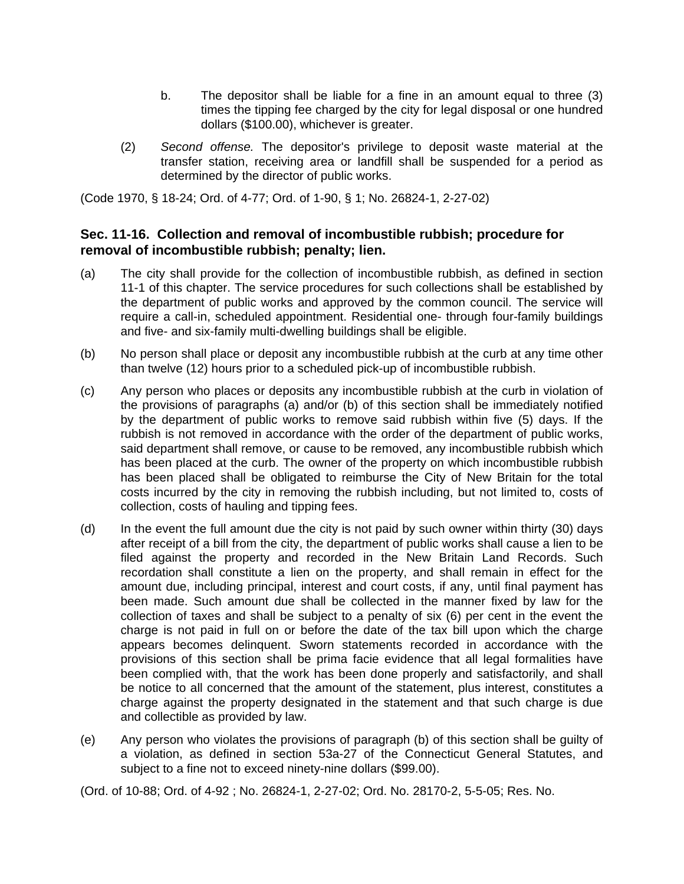b. The depositor shall be liable for a fine in an amount equal to three (3) times the tipping fee charged by the city for legal disposal or one hundred dollars ($100.00), whichever is greater.

(2) *Second offense.* The depositor's privilege to deposit waste material at the transfer station, receiving area or landfill shall be suspended for a period as determined by the director of public works.

(Code 1970, § 18-24; Ord. of 4-77; Ord. of 1-90, § 1; No. 26824-1, 2-27-02)

### Sec. 11-16. Collection and removal of incombustible rubbish; procedure for removal of incombustible rubbish; penalty; lien.

(a) The city shall provide for the collection of incombustible rubbish, as defined in section 11-1 of this chapter. The service procedures for such collections shall be established by the department of public works and approved by the common council. The service will require a call-in, scheduled appointment. Residential one- through four-family buildings and five- and six-family multi-dwelling buildings shall be eligible.

(b) No person shall place or deposit any incombustible rubbish at the curb at any time other than twelve (12) hours prior to a scheduled pick-up of incombustible rubbish.

(c) Any person who places or deposits any incombustible rubbish at the curb in violation of the provisions of paragraphs (a) and/or (b) of this section shall be immediately notified by the department of public works to remove said rubbish within five (5) days. If the rubbish is not removed in accordance with the order of the department of public works, said department shall remove, or cause to be removed, any incombustible rubbish which has been placed at the curb. The owner of the property on which incombustible rubbish has been placed shall be obligated to reimburse the City of New Britain for the total costs incurred by the city in removing the rubbish including, but not limited to, costs of collection, costs of hauling and tipping fees.

(d) In the event the full amount due the city is not paid by such owner within thirty (30) days after receipt of a bill from the city, the department of public works shall cause a lien to be filed against the property and recorded in the New Britain Land Records. Such recordation shall constitute a lien on the property, and shall remain in effect for the amount due, including principal, interest and court costs, if any, until final payment has been made. Such amount due shall be collected in the manner fixed by law for the collection of taxes and shall be subject to a penalty of six (6) per cent in the event the charge is not paid in full on or before the date of the tax bill upon which the charge appears becomes delinquent. Sworn statements recorded in accordance with the provisions of this section shall be prima facie evidence that all legal formalities have been complied with, that the work has been done properly and satisfactorily, and shall be notice to all concerned that the amount of the statement, plus interest, constitutes a charge against the property designated in the statement and that such charge is due and collectible as provided by law.

(e) Any person who violates the provisions of paragraph (b) of this section shall be guilty of a violation, as defined in section 53a-27 of the Connecticut General Statutes, and subject to a fine not to exceed ninety-nine dollars ($99.00).

(Ord. of 10-88; Ord. of 4-92 ; No. 26824-1, 2-27-02; Ord. No. 28170-2, 5-5-05; Res. No.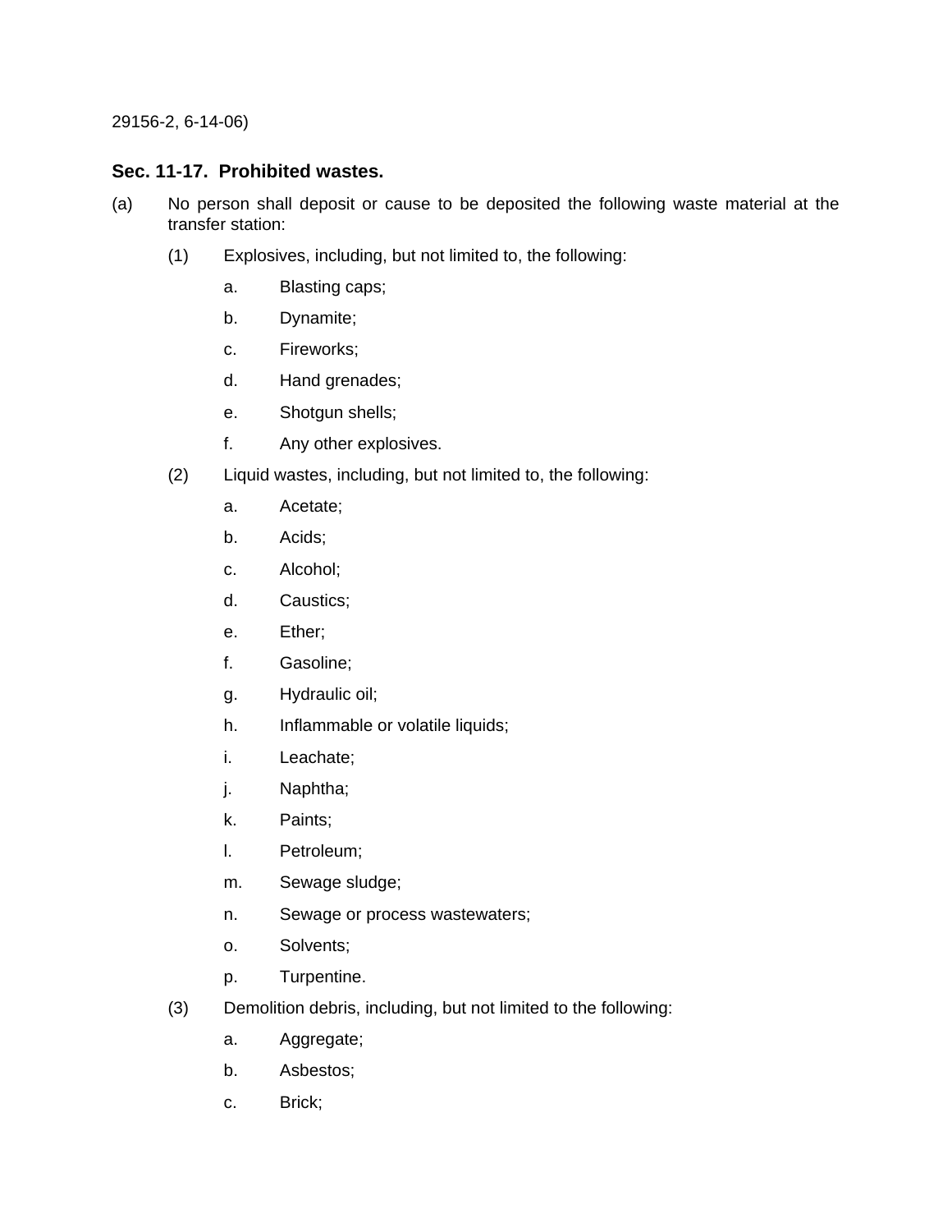29156-2, 6-14-06)

### Sec. 11-17. Prohibited wastes.

(a) No person shall deposit or cause to be deposited the following waste material at the transfer station:

(1) Explosives, including, but not limited to, the following:

a. Blasting caps;

b. Dynamite;

c. Fireworks;

d. Hand grenades;

e. Shotgun shells;

f. Any other explosives.

(2) Liquid wastes, including, but not limited to, the following:

a. Acetate;

b. Acids;

c. Alcohol;

d. Caustics;

e. Ether;

f. Gasoline;

g. Hydraulic oil;

h. Inflammable or volatile liquids;

i. Leachate;

j. Naphtha;

k. Paints;

l. Petroleum;

m. Sewage sludge;

n. Sewage or process wastewaters;

o. Solvents;

p. Turpentine.

(3) Demolition debris, including, but not limited to the following:

a. Aggregate;

b. Asbestos;

c. Brick;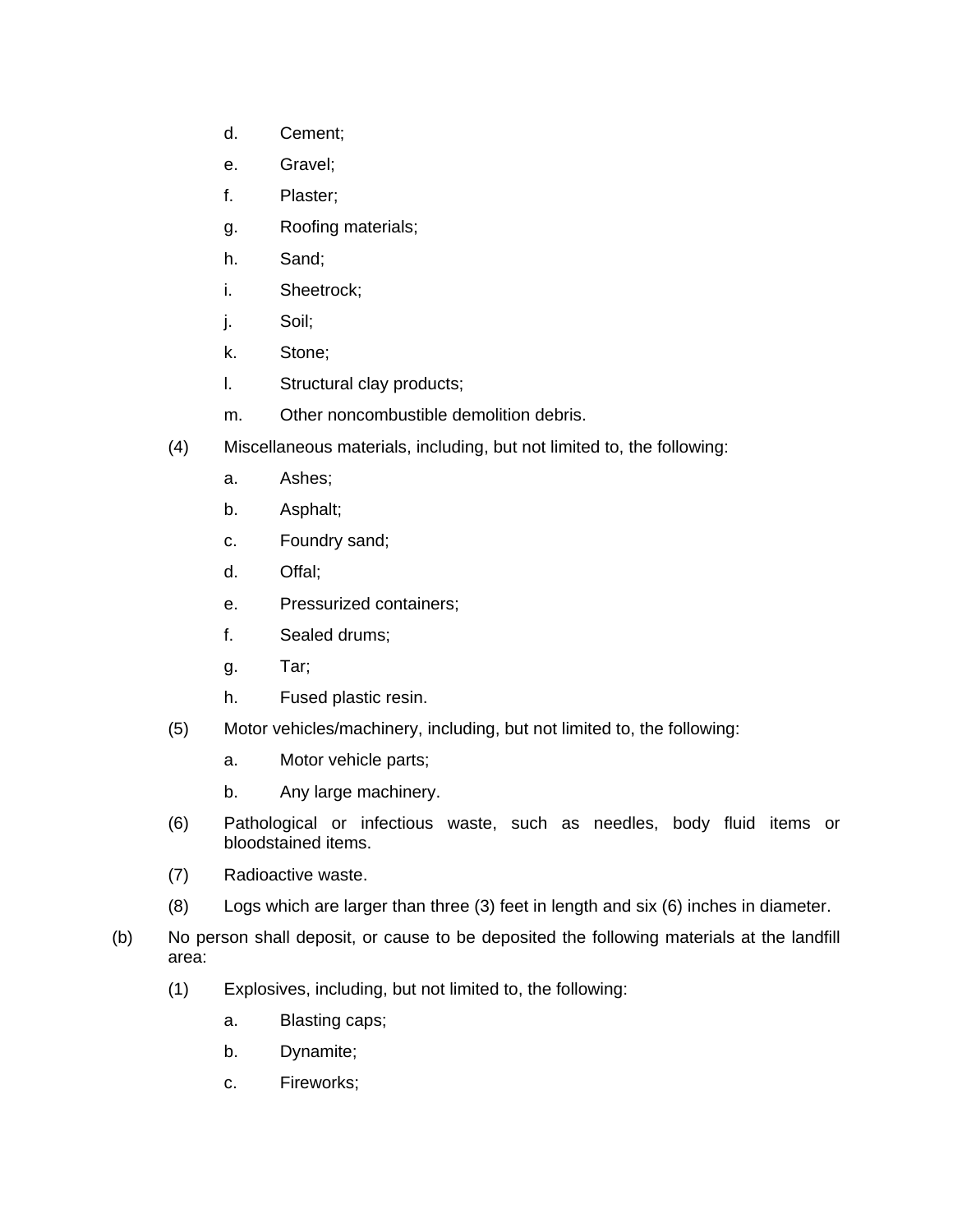d. Cement;

e. Gravel;

f. Plaster;

g. Roofing materials;

h. Sand;

i. Sheetrock;

j. Soil;

k. Stone;

l. Structural clay products;

m. Other noncombustible demolition debris.

(4) Miscellaneous materials, including, but not limited to, the following:

a. Ashes;

b. Asphalt;

c. Foundry sand;

d. Offal;

e. Pressurized containers;

f. Sealed drums;

g. Tar;

h. Fused plastic resin.

(5) Motor vehicles/machinery, including, but not limited to, the following:

a. Motor vehicle parts;

b. Any large machinery.

(6) Pathological or infectious waste, such as needles, body fluid items or bloodstained items.

(7) Radioactive waste.

(8) Logs which are larger than three (3) feet in length and six (6) inches in diameter.

(b) No person shall deposit, or cause to be deposited the following materials at the landfill area:

(1) Explosives, including, but not limited to, the following:

a. Blasting caps;

b. Dynamite;

c. Fireworks;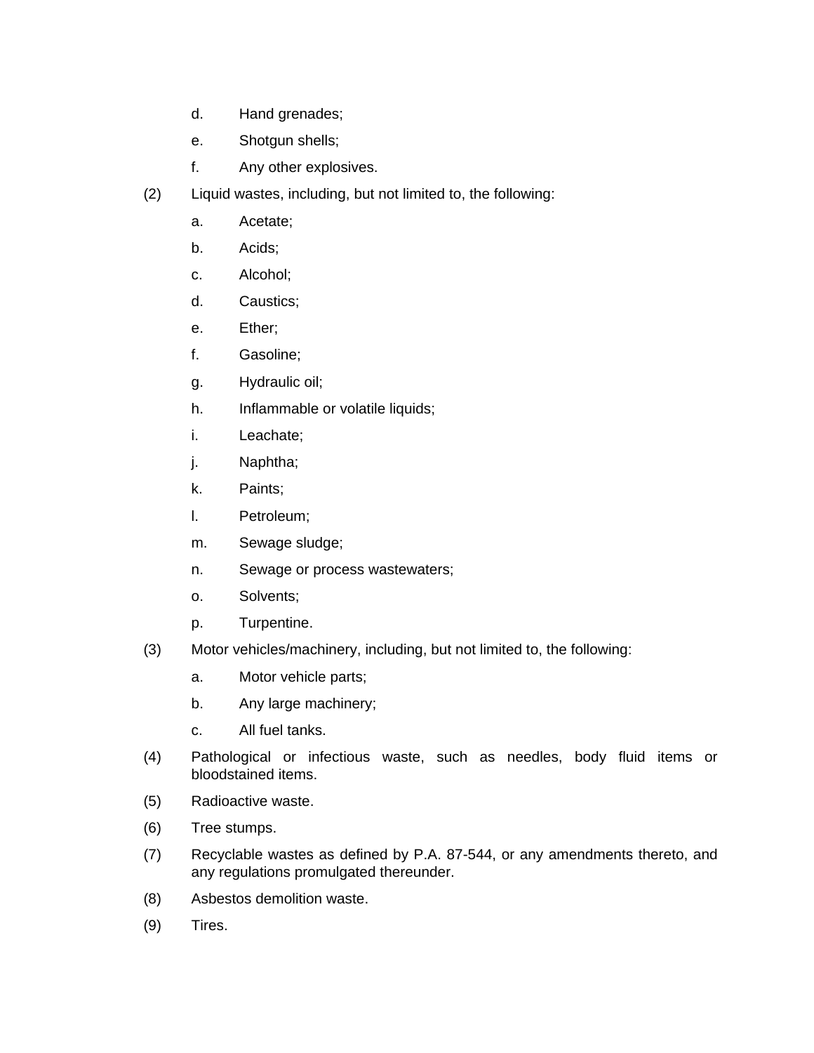d. Hand grenades;

e. Shotgun shells;

f. Any other explosives.

(2) Liquid wastes, including, but not limited to, the following:

a. Acetate;

b. Acids;

c. Alcohol;

d. Caustics;

e. Ether;

f. Gasoline;

g. Hydraulic oil;

h. Inflammable or volatile liquids;

i. Leachate;

j. Naphtha;

k. Paints;

l. Petroleum;

m. Sewage sludge;

n. Sewage or process wastewaters;

o. Solvents;

p. Turpentine.

(3) Motor vehicles/machinery, including, but not limited to, the following:

a. Motor vehicle parts;

b. Any large machinery;

c. All fuel tanks.

(4) Pathological or infectious waste, such as needles, body fluid items or bloodstained items.

(5) Radioactive waste.

(6) Tree stumps.

(7) Recyclable wastes as defined by P.A. 87-544, or any amendments thereto, and any regulations promulgated thereunder.

(8) Asbestos demolition waste.

(9) Tires.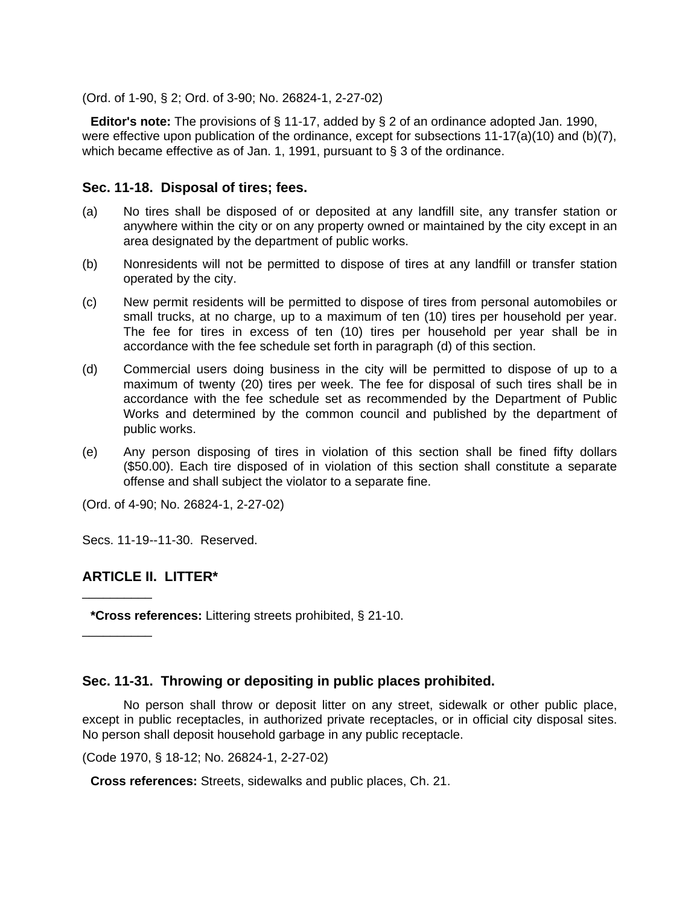(Ord. of 1-90, § 2; Ord. of 3-90; No. 26824-1, 2-27-02)

**Editor's note:** The provisions of § 11-17, added by § 2 of an ordinance adopted Jan. 1990, were effective upon publication of the ordinance, except for subsections 11-17(a)(10) and (b)(7), which became effective as of Jan. 1, 1991, pursuant to § 3 of the ordinance.

### Sec. 11-18. Disposal of tires; fees.

(a) No tires shall be disposed of or deposited at any landfill site, any transfer station or anywhere within the city or on any property owned or maintained by the city except in an area designated by the department of public works.

(b) Nonresidents will not be permitted to dispose of tires at any landfill or transfer station operated by the city.

(c) New permit residents will be permitted to dispose of tires from personal automobiles or small trucks, at no charge, up to a maximum of ten (10) tires per household per year. The fee for tires in excess of ten (10) tires per household per year shall be in accordance with the fee schedule set forth in paragraph (d) of this section.

(d) Commercial users doing business in the city will be permitted to dispose of up to a maximum of twenty (20) tires per week. The fee for disposal of such tires shall be in accordance with the fee schedule set as recommended by the Department of Public Works and determined by the common council and published by the department of public works.

(e) Any person disposing of tires in violation of this section shall be fined fifty dollars ($50.00). Each tire disposed of in violation of this section shall constitute a separate offense and shall subject the violator to a separate fine.

(Ord. of 4-90; No. 26824-1, 2-27-02)

Secs. 11-19--11-30. Reserved.

## ARTICLE II. LITTER*

---

***Cross references:** Littering streets prohibited, § 21-10.

---

### Sec. 11-31. Throwing or depositing in public places prohibited.

No person shall throw or deposit litter on any street, sidewalk or other public place, except in public receptacles, in authorized private receptacles, or in official city disposal sites. No person shall deposit household garbage in any public receptacle.

(Code 1970, § 18-12; No. 26824-1, 2-27-02)

**Cross references:** Streets, sidewalks and public places, Ch. 21.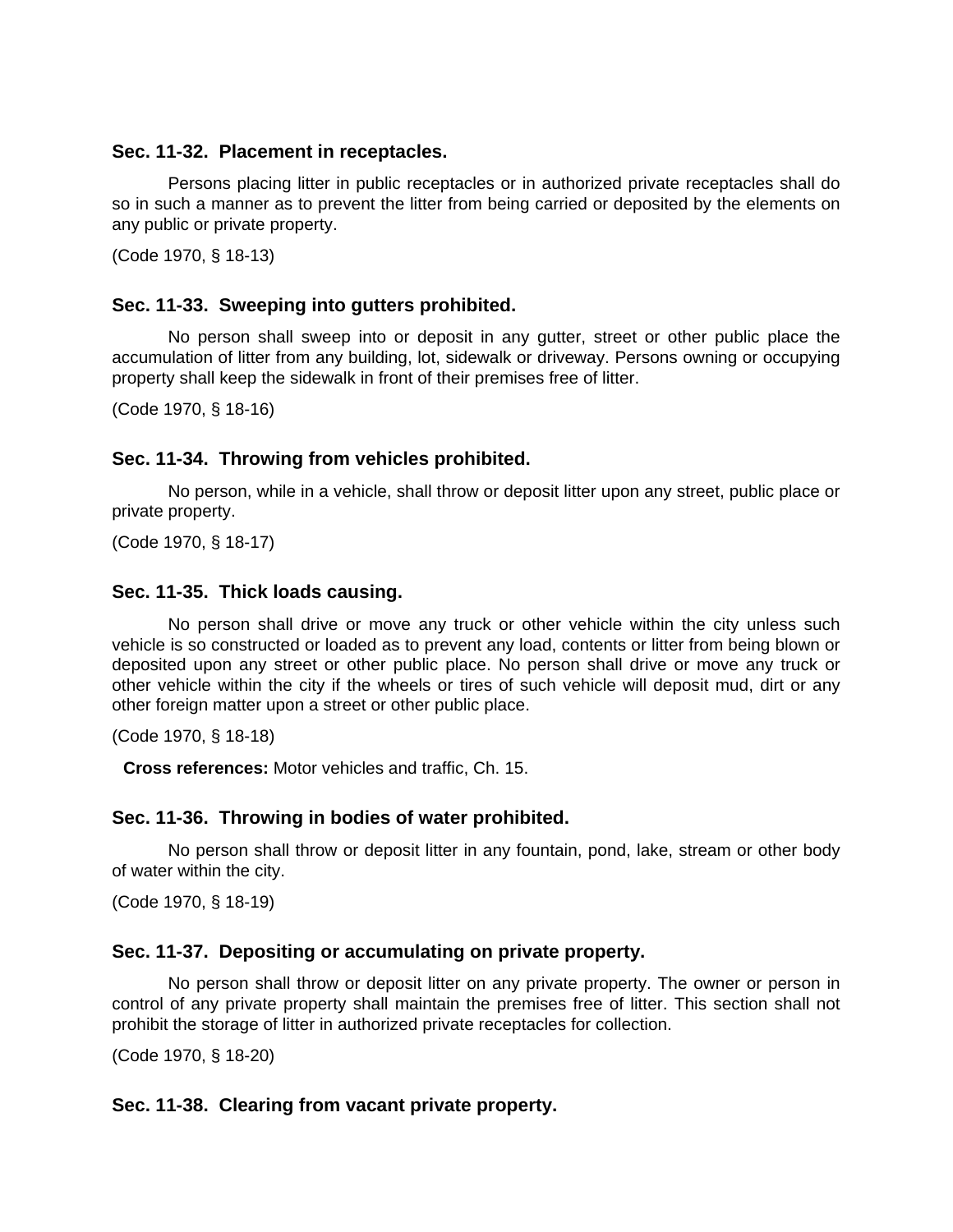### Sec. 11-32. Placement in receptacles.

Persons placing litter in public receptacles or in authorized private receptacles shall do so in such a manner as to prevent the litter from being carried or deposited by the elements on any public or private property.

(Code 1970, § 18-13)

### Sec. 11-33. Sweeping into gutters prohibited.

No person shall sweep into or deposit in any gutter, street or other public place the accumulation of litter from any building, lot, sidewalk or driveway. Persons owning or occupying property shall keep the sidewalk in front of their premises free of litter.

(Code 1970, § 18-16)

### Sec. 11-34. Throwing from vehicles prohibited.

No person, while in a vehicle, shall throw or deposit litter upon any street, public place or private property.

(Code 1970, § 18-17)

### Sec. 11-35. Thick loads causing.

No person shall drive or move any truck or other vehicle within the city unless such vehicle is so constructed or loaded as to prevent any load, contents or litter from being blown or deposited upon any street or other public place. No person shall drive or move any truck or other vehicle within the city if the wheels or tires of such vehicle will deposit mud, dirt or any other foreign matter upon a street or other public place.

(Code 1970, § 18-18)

**Cross references:** Motor vehicles and traffic, Ch. 15.

### Sec. 11-36. Throwing in bodies of water prohibited.

No person shall throw or deposit litter in any fountain, pond, lake, stream or other body of water within the city.

(Code 1970, § 18-19)

### Sec. 11-37. Depositing or accumulating on private property.

No person shall throw or deposit litter on any private property. The owner or person in control of any private property shall maintain the premises free of litter. This section shall not prohibit the storage of litter in authorized private receptacles for collection.

(Code 1970, § 18-20)

### Sec. 11-38. Clearing from vacant private property.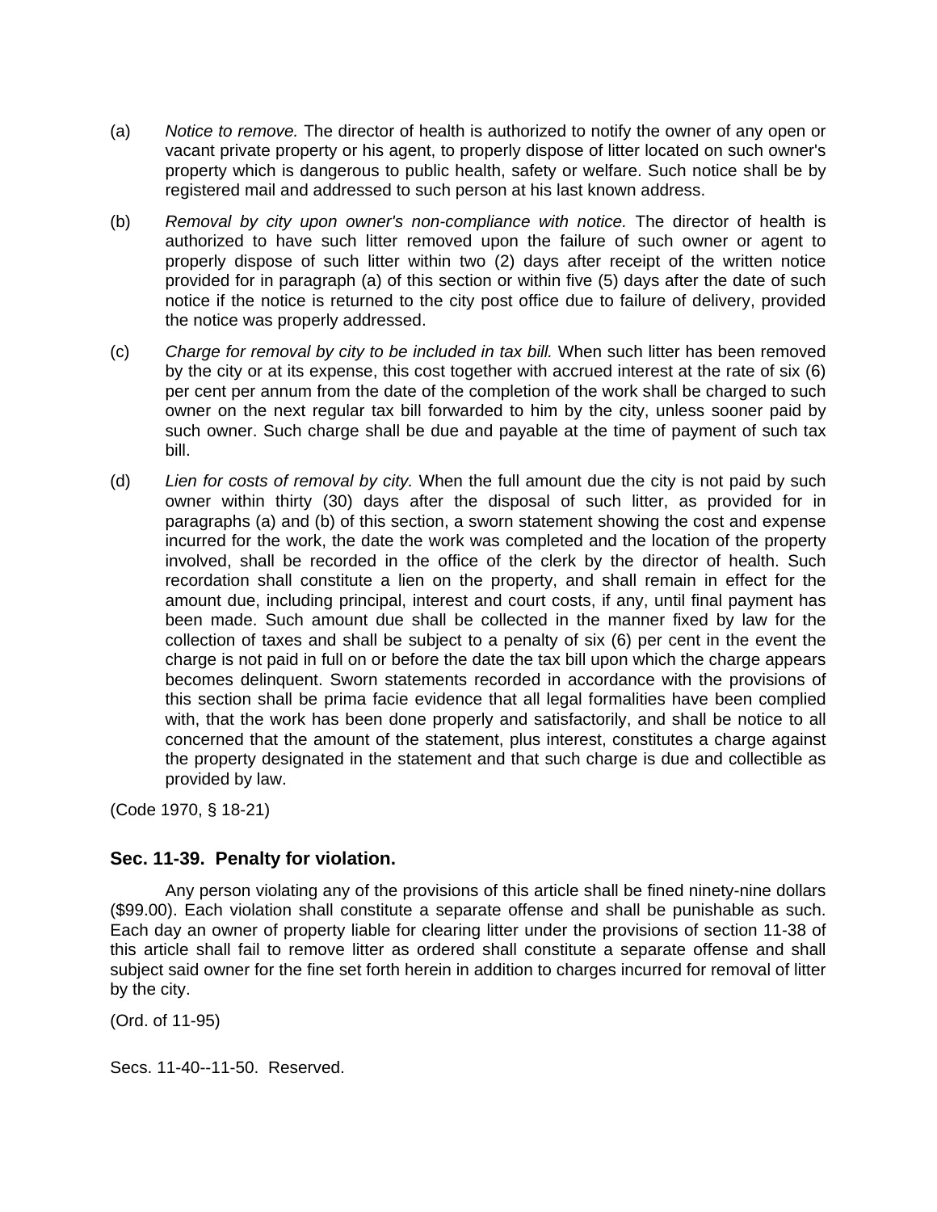(a) *Notice to remove.* The director of health is authorized to notify the owner of any open or vacant private property or his agent, to properly dispose of litter located on such owner's property which is dangerous to public health, safety or welfare. Such notice shall be by registered mail and addressed to such person at his last known address.

(b) *Removal by city upon owner's non-compliance with notice.* The director of health is authorized to have such litter removed upon the failure of such owner or agent to properly dispose of such litter within two (2) days after receipt of the written notice provided for in paragraph (a) of this section or within five (5) days after the date of such notice if the notice is returned to the city post office due to failure of delivery, provided the notice was properly addressed.

(c) *Charge for removal by city to be included in tax bill.* When such litter has been removed by the city or at its expense, this cost together with accrued interest at the rate of six (6) per cent per annum from the date of the completion of the work shall be charged to such owner on the next regular tax bill forwarded to him by the city, unless sooner paid by such owner. Such charge shall be due and payable at the time of payment of such tax bill.

(d) *Lien for costs of removal by city.* When the full amount due the city is not paid by such owner within thirty (30) days after the disposal of such litter, as provided for in paragraphs (a) and (b) of this section, a sworn statement showing the cost and expense incurred for the work, the date the work was completed and the location of the property involved, shall be recorded in the office of the clerk by the director of health. Such recordation shall constitute a lien on the property, and shall remain in effect for the amount due, including principal, interest and court costs, if any, until final payment has been made. Such amount due shall be collected in the manner fixed by law for the collection of taxes and shall be subject to a penalty of six (6) per cent in the event the charge is not paid in full on or before the date the tax bill upon which the charge appears becomes delinquent. Sworn statements recorded in accordance with the provisions of this section shall be prima facie evidence that all legal formalities have been complied with, that the work has been done properly and satisfactorily, and shall be notice to all concerned that the amount of the statement, plus interest, constitutes a charge against the property designated in the statement and that such charge is due and collectible as provided by law.

(Code 1970, § 18-21)

### Sec. 11-39. Penalty for violation.

Any person violating any of the provisions of this article shall be fined ninety-nine dollars ($99.00). Each violation shall constitute a separate offense and shall be punishable as such. Each day an owner of property liable for clearing litter under the provisions of section 11-38 of this article shall fail to remove litter as ordered shall constitute a separate offense and shall subject said owner for the fine set forth herein in addition to charges incurred for removal of litter by the city.

(Ord. of 11-95)

Secs. 11-40--11-50. Reserved.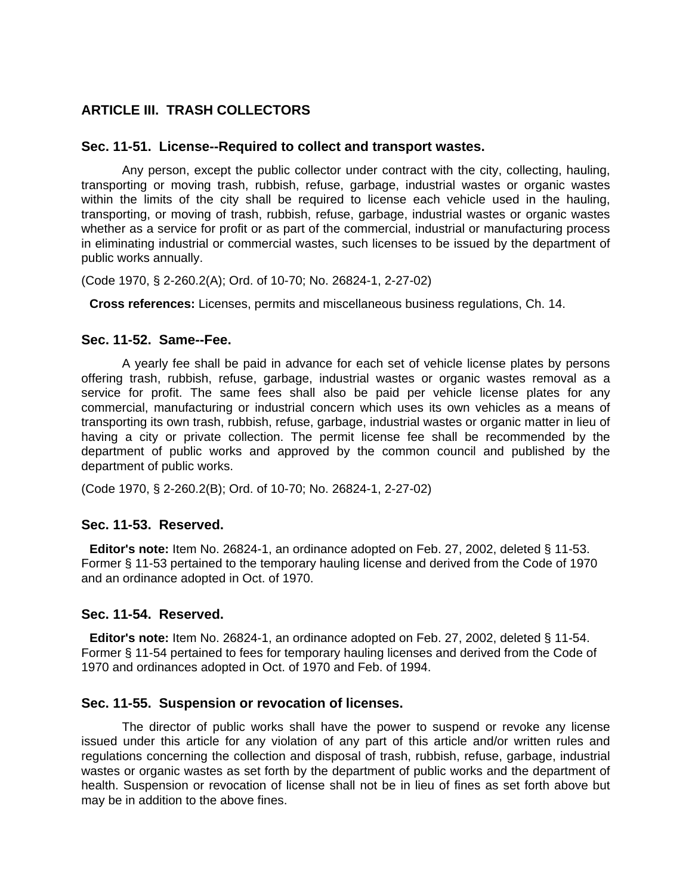## ARTICLE III. TRASH COLLECTORS

### Sec. 11-51. License--Required to collect and transport wastes.

Any person, except the public collector under contract with the city, collecting, hauling, transporting or moving trash, rubbish, refuse, garbage, industrial wastes or organic wastes within the limits of the city shall be required to license each vehicle used in the hauling, transporting, or moving of trash, rubbish, refuse, garbage, industrial wastes or organic wastes whether as a service for profit or as part of the commercial, industrial or manufacturing process in eliminating industrial or commercial wastes, such licenses to be issued by the department of public works annually.

(Code 1970, § 2-260.2(A); Ord. of 10-70; No. 26824-1, 2-27-02)

**Cross references:** Licenses, permits and miscellaneous business regulations, Ch. 14.

### Sec. 11-52. Same--Fee.

A yearly fee shall be paid in advance for each set of vehicle license plates by persons offering trash, rubbish, refuse, garbage, industrial wastes or organic wastes removal as a service for profit. The same fees shall also be paid per vehicle license plates for any commercial, manufacturing or industrial concern which uses its own vehicles as a means of transporting its own trash, rubbish, refuse, garbage, industrial wastes or organic matter in lieu of having a city or private collection. The permit license fee shall be recommended by the department of public works and approved by the common council and published by the department of public works.

(Code 1970, § 2-260.2(B); Ord. of 10-70; No. 26824-1, 2-27-02)

### Sec. 11-53. Reserved.

**Editor's note:** Item No. 26824-1, an ordinance adopted on Feb. 27, 2002, deleted § 11-53. Former § 11-53 pertained to the temporary hauling license and derived from the Code of 1970 and an ordinance adopted in Oct. of 1970.

### Sec. 11-54. Reserved.

**Editor's note:** Item No. 26824-1, an ordinance adopted on Feb. 27, 2002, deleted § 11-54. Former § 11-54 pertained to fees for temporary hauling licenses and derived from the Code of 1970 and ordinances adopted in Oct. of 1970 and Feb. of 1994.

### Sec. 11-55. Suspension or revocation of licenses.

The director of public works shall have the power to suspend or revoke any license issued under this article for any violation of any part of this article and/or written rules and regulations concerning the collection and disposal of trash, rubbish, refuse, garbage, industrial wastes or organic wastes as set forth by the department of public works and the department of health. Suspension or revocation of license shall not be in lieu of fines as set forth above but may be in addition to the above fines.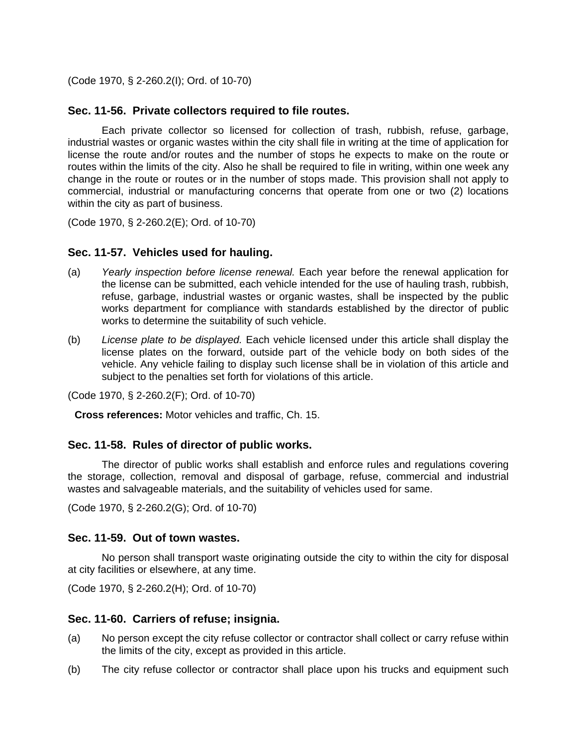(Code 1970, § 2-260.2(I); Ord. of 10-70)

### Sec. 11-56. Private collectors required to file routes.

Each private collector so licensed for collection of trash, rubbish, refuse, garbage, industrial wastes or organic wastes within the city shall file in writing at the time of application for license the route and/or routes and the number of stops he expects to make on the route or routes within the limits of the city. Also he shall be required to file in writing, within one week any change in the route or routes or in the number of stops made. This provision shall not apply to commercial, industrial or manufacturing concerns that operate from one or two (2) locations within the city as part of business.

(Code 1970, § 2-260.2(E); Ord. of 10-70)

### Sec. 11-57. Vehicles used for hauling.

(a) *Yearly inspection before license renewal.* Each year before the renewal application for the license can be submitted, each vehicle intended for the use of hauling trash, rubbish, refuse, garbage, industrial wastes or organic wastes, shall be inspected by the public works department for compliance with standards established by the director of public works to determine the suitability of such vehicle.

(b) *License plate to be displayed.* Each vehicle licensed under this article shall display the license plates on the forward, outside part of the vehicle body on both sides of the vehicle. Any vehicle failing to display such license shall be in violation of this article and subject to the penalties set forth for violations of this article.

(Code 1970, § 2-260.2(F); Ord. of 10-70)

**Cross references:** Motor vehicles and traffic, Ch. 15.

### Sec. 11-58. Rules of director of public works.

The director of public works shall establish and enforce rules and regulations covering the storage, collection, removal and disposal of garbage, refuse, commercial and industrial wastes and salvageable materials, and the suitability of vehicles used for same.

(Code 1970, § 2-260.2(G); Ord. of 10-70)

### Sec. 11-59. Out of town wastes.

No person shall transport waste originating outside the city to within the city for disposal at city facilities or elsewhere, at any time.

(Code 1970, § 2-260.2(H); Ord. of 10-70)

### Sec. 11-60. Carriers of refuse; insignia.

(a) No person except the city refuse collector or contractor shall collect or carry refuse within the limits of the city, except as provided in this article.

(b) The city refuse collector or contractor shall place upon his trucks and equipment such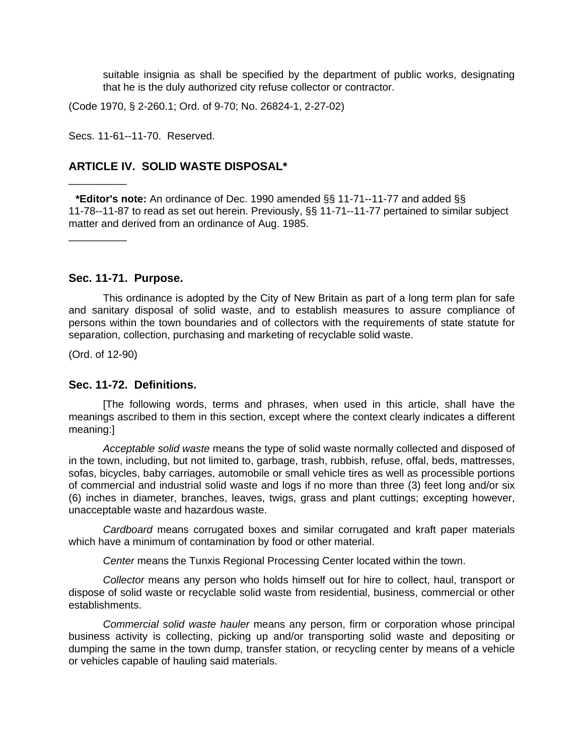suitable insignia as shall be specified by the department of public works, designating that he is the duly authorized city refuse collector or contractor.

(Code 1970, § 2-260.1; Ord. of 9-70; No. 26824-1, 2-27-02)

Secs. 11-61--11-70. Reserved.

## ARTICLE IV. SOLID WASTE DISPOSAL*

---

**\*Editor's note:** An ordinance of Dec. 1990 amended §§ 11-71--11-77 and added §§ 11-78--11-87 to read as set out herein. Previously, §§ 11-71--11-77 pertained to similar subject matter and derived from an ordinance of Aug. 1985.

---

### Sec. 11-71. Purpose.

This ordinance is adopted by the City of New Britain as part of a long term plan for safe and sanitary disposal of solid waste, and to establish measures to assure compliance of persons within the town boundaries and of collectors with the requirements of state statute for separation, collection, purchasing and marketing of recyclable solid waste.

(Ord. of 12-90)

### Sec. 11-72. Definitions.

[The following words, terms and phrases, when used in this article, shall have the meanings ascribed to them in this section, except where the context clearly indicates a different meaning:]

*Acceptable solid waste* means the type of solid waste normally collected and disposed of in the town, including, but not limited to, garbage, trash, rubbish, refuse, offal, beds, mattresses, sofas, bicycles, baby carriages, automobile or small vehicle tires as well as processible portions of commercial and industrial solid waste and logs if no more than three (3) feet long and/or six (6) inches in diameter, branches, leaves, twigs, grass and plant cuttings; excepting however, unacceptable waste and hazardous waste.

*Cardboard* means corrugated boxes and similar corrugated and kraft paper materials which have a minimum of contamination by food or other material.

*Center* means the Tunxis Regional Processing Center located within the town.

*Collector* means any person who holds himself out for hire to collect, haul, transport or dispose of solid waste or recyclable solid waste from residential, business, commercial or other establishments.

*Commercial solid waste hauler* means any person, firm or corporation whose principal business activity is collecting, picking up and/or transporting solid waste and depositing or dumping the same in the town dump, transfer station, or recycling center by means of a vehicle or vehicles capable of hauling said materials.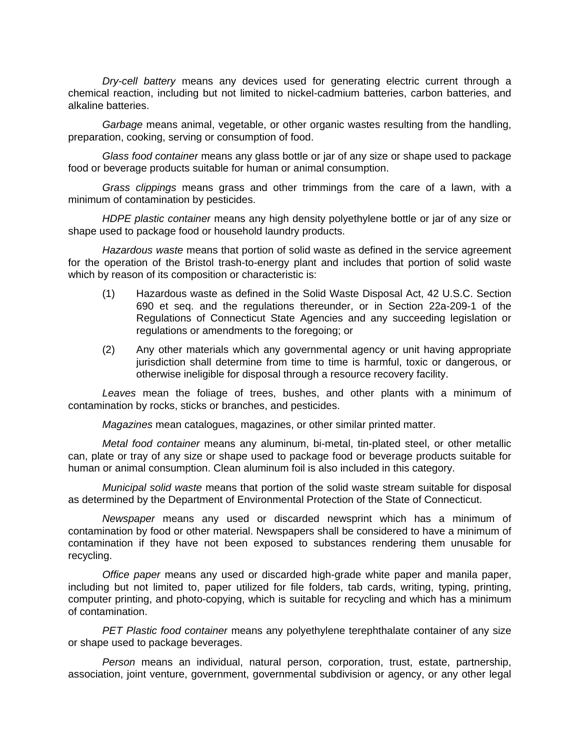*Dry-cell battery* means any devices used for generating electric current through a chemical reaction, including but not limited to nickel-cadmium batteries, carbon batteries, and alkaline batteries.

*Garbage* means animal, vegetable, or other organic wastes resulting from the handling, preparation, cooking, serving or consumption of food.

*Glass food container* means any glass bottle or jar of any size or shape used to package food or beverage products suitable for human or animal consumption.

*Grass clippings* means grass and other trimmings from the care of a lawn, with a minimum of contamination by pesticides.

*HDPE plastic container* means any high density polyethylene bottle or jar of any size or shape used to package food or household laundry products.

*Hazardous waste* means that portion of solid waste as defined in the service agreement for the operation of the Bristol trash-to-energy plant and includes that portion of solid waste which by reason of its composition or characteristic is:

(1) Hazardous waste as defined in the Solid Waste Disposal Act, 42 U.S.C. Section 690 et seq. and the regulations thereunder, or in Section 22a-209-1 of the Regulations of Connecticut State Agencies and any succeeding legislation or regulations or amendments to the foregoing; or

(2) Any other materials which any governmental agency or unit having appropriate jurisdiction shall determine from time to time is harmful, toxic or dangerous, or otherwise ineligible for disposal through a resource recovery facility.

*Leaves* mean the foliage of trees, bushes, and other plants with a minimum of contamination by rocks, sticks or branches, and pesticides.

*Magazines* mean catalogues, magazines, or other similar printed matter.

*Metal food container* means any aluminum, bi-metal, tin-plated steel, or other metallic can, plate or tray of any size or shape used to package food or beverage products suitable for human or animal consumption. Clean aluminum foil is also included in this category.

*Municipal solid waste* means that portion of the solid waste stream suitable for disposal as determined by the Department of Environmental Protection of the State of Connecticut.

*Newspaper* means any used or discarded newsprint which has a minimum of contamination by food or other material. Newspapers shall be considered to have a minimum of contamination if they have not been exposed to substances rendering them unusable for recycling.

*Office paper* means any used or discarded high-grade white paper and manila paper, including but not limited to, paper utilized for file folders, tab cards, writing, typing, printing, computer printing, and photo-copying, which is suitable for recycling and which has a minimum of contamination.

*PET Plastic food container* means any polyethylene terephthalate container of any size or shape used to package beverages.

*Person* means an individual, natural person, corporation, trust, estate, partnership, association, joint venture, government, governmental subdivision or agency, or any other legal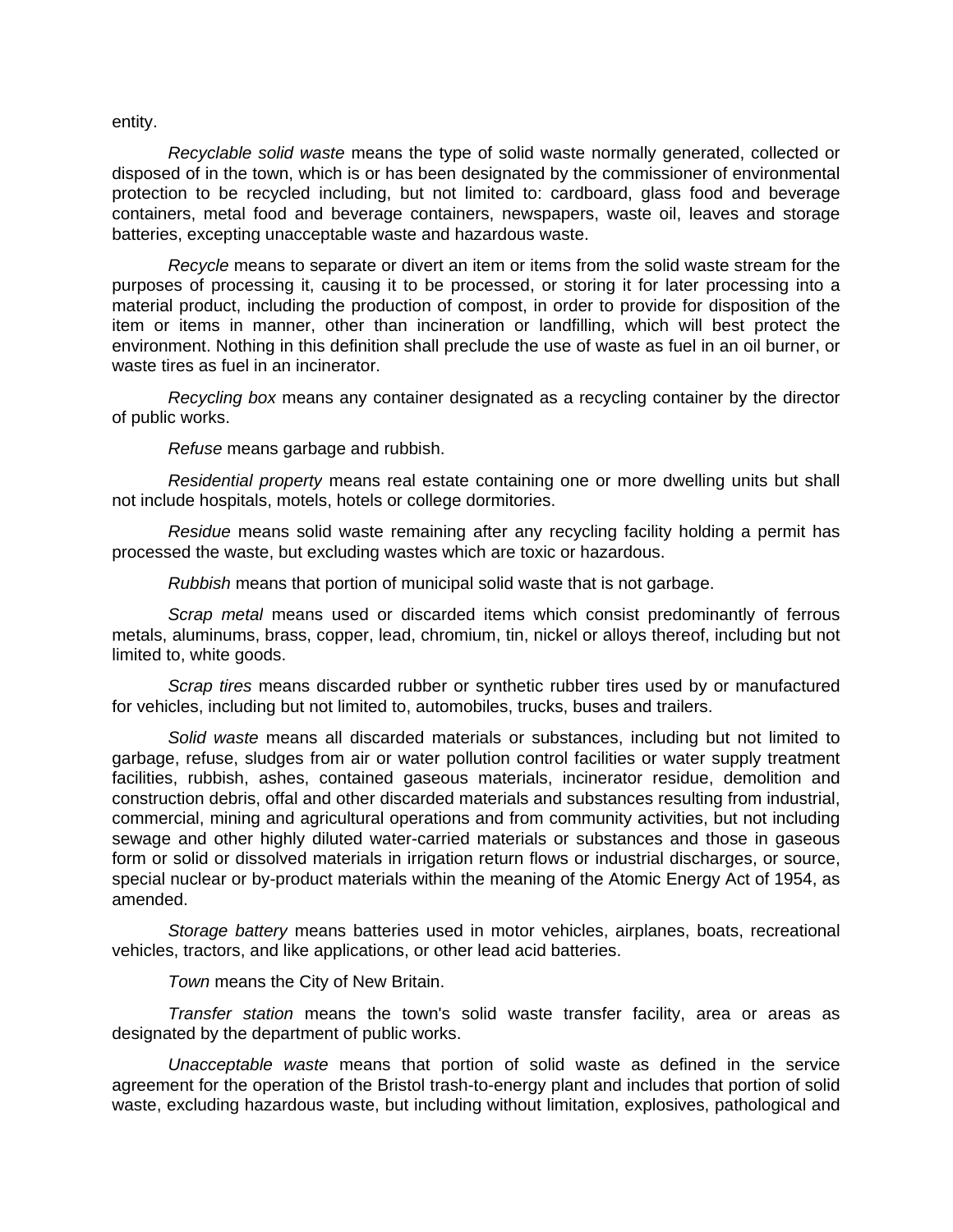entity.

*Recyclable solid waste* means the type of solid waste normally generated, collected or disposed of in the town, which is or has been designated by the commissioner of environmental protection to be recycled including, but not limited to: cardboard, glass food and beverage containers, metal food and beverage containers, newspapers, waste oil, leaves and storage batteries, excepting unacceptable waste and hazardous waste.

*Recycle* means to separate or divert an item or items from the solid waste stream for the purposes of processing it, causing it to be processed, or storing it for later processing into a material product, including the production of compost, in order to provide for disposition of the item or items in manner, other than incineration or landfilling, which will best protect the environment. Nothing in this definition shall preclude the use of waste as fuel in an oil burner, or waste tires as fuel in an incinerator.

*Recycling box* means any container designated as a recycling container by the director of public works.

*Refuse* means garbage and rubbish.

*Residential property* means real estate containing one or more dwelling units but shall not include hospitals, motels, hotels or college dormitories.

*Residue* means solid waste remaining after any recycling facility holding a permit has processed the waste, but excluding wastes which are toxic or hazardous.

*Rubbish* means that portion of municipal solid waste that is not garbage.

*Scrap metal* means used or discarded items which consist predominantly of ferrous metals, aluminums, brass, copper, lead, chromium, tin, nickel or alloys thereof, including but not limited to, white goods.

*Scrap tires* means discarded rubber or synthetic rubber tires used by or manufactured for vehicles, including but not limited to, automobiles, trucks, buses and trailers.

*Solid waste* means all discarded materials or substances, including but not limited to garbage, refuse, sludges from air or water pollution control facilities or water supply treatment facilities, rubbish, ashes, contained gaseous materials, incinerator residue, demolition and construction debris, offal and other discarded materials and substances resulting from industrial, commercial, mining and agricultural operations and from community activities, but not including sewage and other highly diluted water-carried materials or substances and those in gaseous form or solid or dissolved materials in irrigation return flows or industrial discharges, or source, special nuclear or by-product materials within the meaning of the Atomic Energy Act of 1954, as amended.

*Storage battery* means batteries used in motor vehicles, airplanes, boats, recreational vehicles, tractors, and like applications, or other lead acid batteries.

*Town* means the City of New Britain.

*Transfer station* means the town's solid waste transfer facility, area or areas as designated by the department of public works.

*Unacceptable waste* means that portion of solid waste as defined in the service agreement for the operation of the Bristol trash-to-energy plant and includes that portion of solid waste, excluding hazardous waste, but including without limitation, explosives, pathological and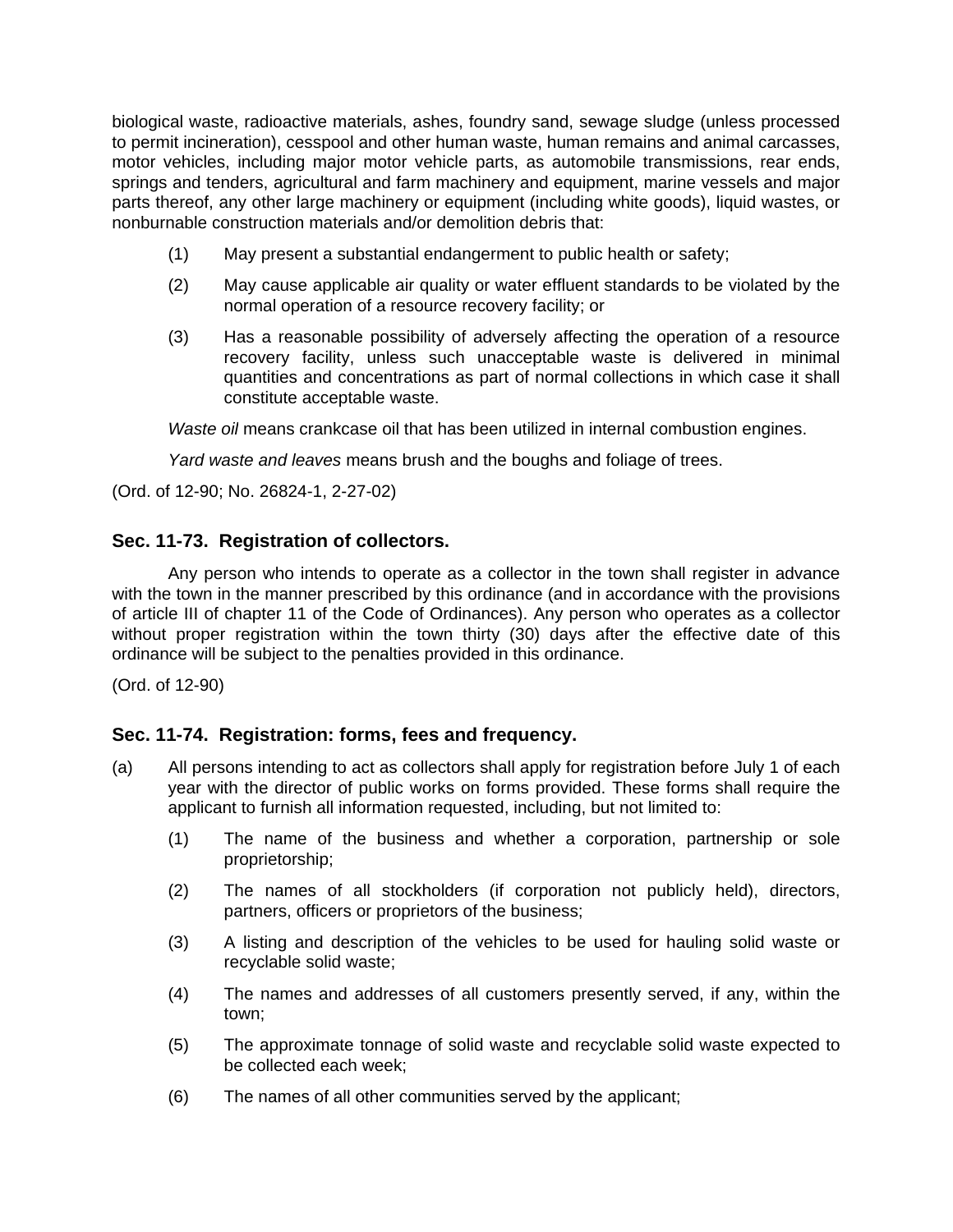biological waste, radioactive materials, ashes, foundry sand, sewage sludge (unless processed to permit incineration), cesspool and other human waste, human remains and animal carcasses, motor vehicles, including major motor vehicle parts, as automobile transmissions, rear ends, springs and tenders, agricultural and farm machinery and equipment, marine vessels and major parts thereof, any other large machinery or equipment (including white goods), liquid wastes, or nonburnable construction materials and/or demolition debris that:

(1) May present a substantial endangerment to public health or safety;

(2) May cause applicable air quality or water effluent standards to be violated by the normal operation of a resource recovery facility; or

(3) Has a reasonable possibility of adversely affecting the operation of a resource recovery facility, unless such unacceptable waste is delivered in minimal quantities and concentrations as part of normal collections in which case it shall constitute acceptable waste.

*Waste oil* means crankcase oil that has been utilized in internal combustion engines.

*Yard waste and leaves* means brush and the boughs and foliage of trees.

(Ord. of 12-90; No. 26824-1, 2-27-02)

### Sec. 11-73. Registration of collectors.

Any person who intends to operate as a collector in the town shall register in advance with the town in the manner prescribed by this ordinance (and in accordance with the provisions of article III of chapter 11 of the Code of Ordinances). Any person who operates as a collector without proper registration within the town thirty (30) days after the effective date of this ordinance will be subject to the penalties provided in this ordinance.

(Ord. of 12-90)

### Sec. 11-74. Registration: forms, fees and frequency.

(a) All persons intending to act as collectors shall apply for registration before July 1 of each year with the director of public works on forms provided. These forms shall require the applicant to furnish all information requested, including, but not limited to:

(1) The name of the business and whether a corporation, partnership or sole proprietorship;

(2) The names of all stockholders (if corporation not publicly held), directors, partners, officers or proprietors of the business;

(3) A listing and description of the vehicles to be used for hauling solid waste or recyclable solid waste;

(4) The names and addresses of all customers presently served, if any, within the town;

(5) The approximate tonnage of solid waste and recyclable solid waste expected to be collected each week;

(6) The names of all other communities served by the applicant;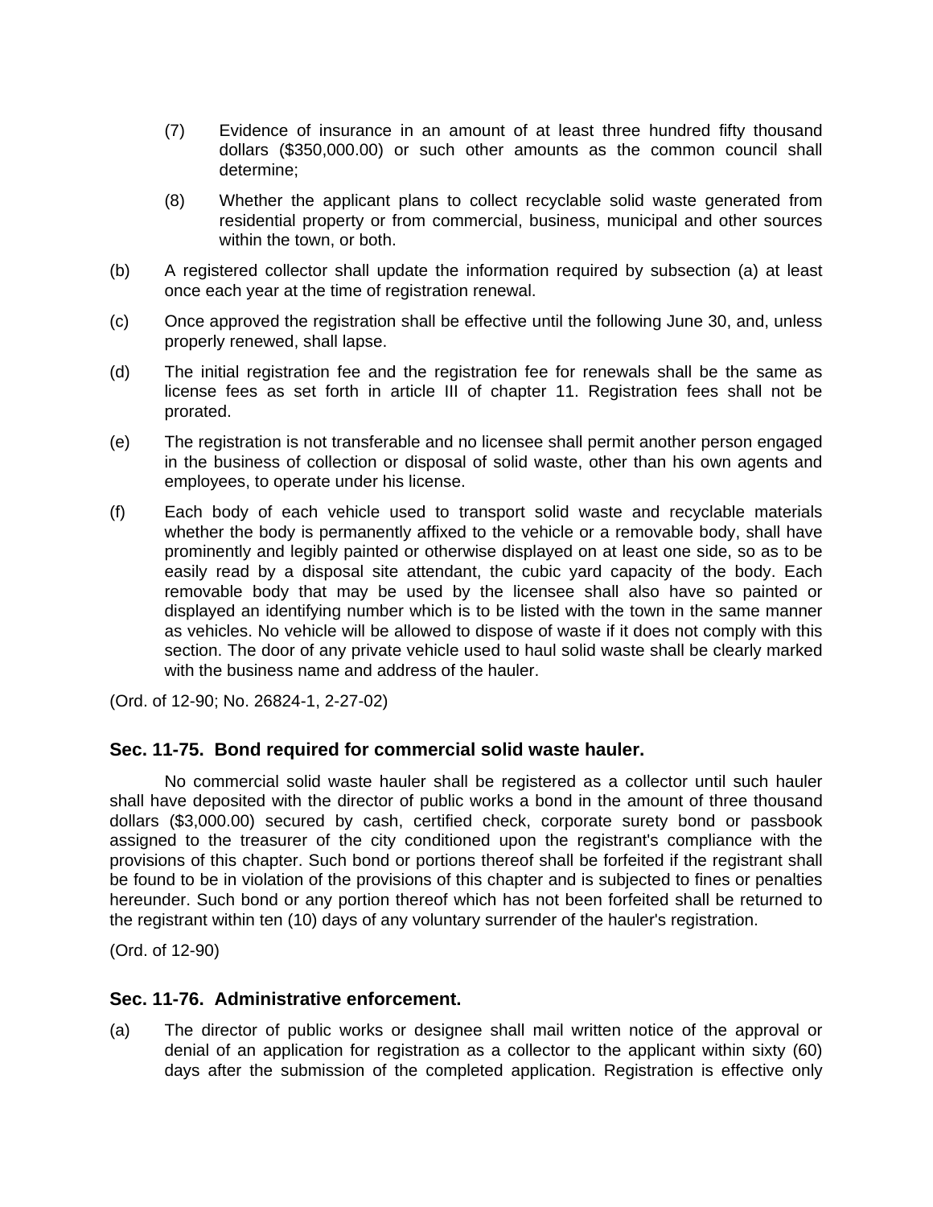(7) Evidence of insurance in an amount of at least three hundred fifty thousand dollars ($350,000.00) or such other amounts as the common council shall determine;

(8) Whether the applicant plans to collect recyclable solid waste generated from residential property or from commercial, business, municipal and other sources within the town, or both.

(b) A registered collector shall update the information required by subsection (a) at least once each year at the time of registration renewal.

(c) Once approved the registration shall be effective until the following June 30, and, unless properly renewed, shall lapse.

(d) The initial registration fee and the registration fee for renewals shall be the same as license fees as set forth in article III of chapter 11. Registration fees shall not be prorated.

(e) The registration is not transferable and no licensee shall permit another person engaged in the business of collection or disposal of solid waste, other than his own agents and employees, to operate under his license.

(f) Each body of each vehicle used to transport solid waste and recyclable materials whether the body is permanently affixed to the vehicle or a removable body, shall have prominently and legibly painted or otherwise displayed on at least one side, so as to be easily read by a disposal site attendant, the cubic yard capacity of the body. Each removable body that may be used by the licensee shall also have so painted or displayed an identifying number which is to be listed with the town in the same manner as vehicles. No vehicle will be allowed to dispose of waste if it does not comply with this section. The door of any private vehicle used to haul solid waste shall be clearly marked with the business name and address of the hauler.

(Ord. of 12-90; No. 26824-1, 2-27-02)

### Sec. 11-75. Bond required for commercial solid waste hauler.

No commercial solid waste hauler shall be registered as a collector until such hauler shall have deposited with the director of public works a bond in the amount of three thousand dollars ($3,000.00) secured by cash, certified check, corporate surety bond or passbook assigned to the treasurer of the city conditioned upon the registrant's compliance with the provisions of this chapter. Such bond or portions thereof shall be forfeited if the registrant shall be found to be in violation of the provisions of this chapter and is subjected to fines or penalties hereunder. Such bond or any portion thereof which has not been forfeited shall be returned to the registrant within ten (10) days of any voluntary surrender of the hauler's registration.

(Ord. of 12-90)

### Sec. 11-76. Administrative enforcement.

(a) The director of public works or designee shall mail written notice of the approval or denial of an application for registration as a collector to the applicant within sixty (60) days after the submission of the completed application. Registration is effective only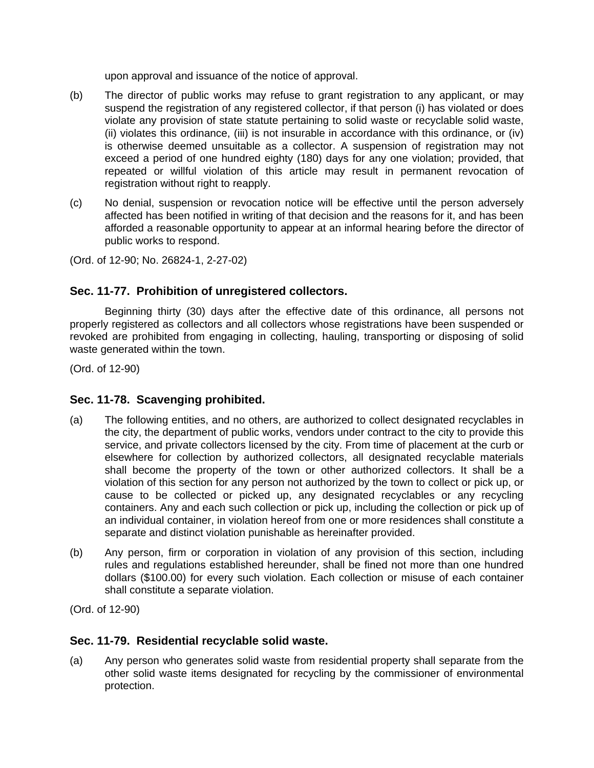upon approval and issuance of the notice of approval.

(b) The director of public works may refuse to grant registration to any applicant, or may suspend the registration of any registered collector, if that person (i) has violated or does violate any provision of state statute pertaining to solid waste or recyclable solid waste, (ii) violates this ordinance, (iii) is not insurable in accordance with this ordinance, or (iv) is otherwise deemed unsuitable as a collector. A suspension of registration may not exceed a period of one hundred eighty (180) days for any one violation; provided, that repeated or willful violation of this article may result in permanent revocation of registration without right to reapply.

(c) No denial, suspension or revocation notice will be effective until the person adversely affected has been notified in writing of that decision and the reasons for it, and has been afforded a reasonable opportunity to appear at an informal hearing before the director of public works to respond.

(Ord. of 12-90; No. 26824-1, 2-27-02)

### Sec. 11-77. Prohibition of unregistered collectors.

Beginning thirty (30) days after the effective date of this ordinance, all persons not properly registered as collectors and all collectors whose registrations have been suspended or revoked are prohibited from engaging in collecting, hauling, transporting or disposing of solid waste generated within the town.

(Ord. of 12-90)

### Sec. 11-78. Scavenging prohibited.

(a) The following entities, and no others, are authorized to collect designated recyclables in the city, the department of public works, vendors under contract to the city to provide this service, and private collectors licensed by the city. From time of placement at the curb or elsewhere for collection by authorized collectors, all designated recyclable materials shall become the property of the town or other authorized collectors. It shall be a violation of this section for any person not authorized by the town to collect or pick up, or cause to be collected or picked up, any designated recyclables or any recycling containers. Any and each such collection or pick up, including the collection or pick up of an individual container, in violation hereof from one or more residences shall constitute a separate and distinct violation punishable as hereinafter provided.

(b) Any person, firm or corporation in violation of any provision of this section, including rules and regulations established hereunder, shall be fined not more than one hundred dollars ($100.00) for every such violation. Each collection or misuse of each container shall constitute a separate violation.

(Ord. of 12-90)

### Sec. 11-79. Residential recyclable solid waste.

(a) Any person who generates solid waste from residential property shall separate from the other solid waste items designated for recycling by the commissioner of environmental protection.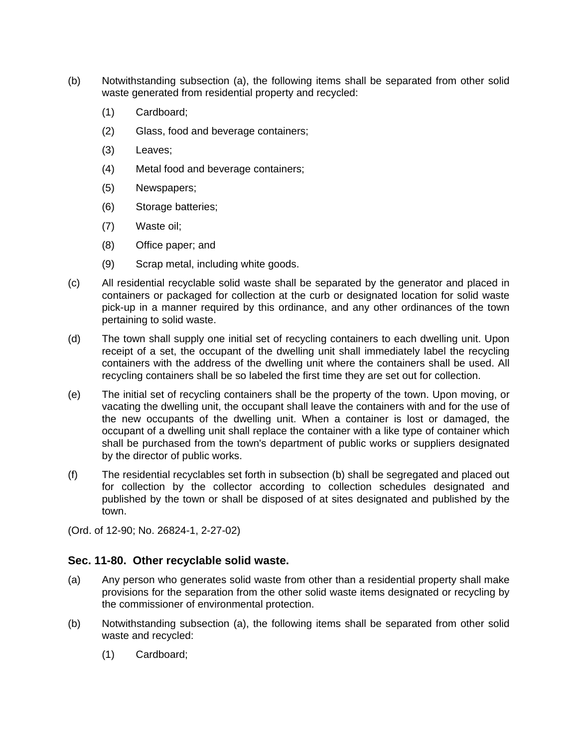(b) Notwithstanding subsection (a), the following items shall be separated from other solid waste generated from residential property and recycled:

(1) Cardboard;

(2) Glass, food and beverage containers;

(3) Leaves;

(4) Metal food and beverage containers;

(5) Newspapers;

(6) Storage batteries;

(7) Waste oil;

(8) Office paper; and

(9) Scrap metal, including white goods.

(c) All residential recyclable solid waste shall be separated by the generator and placed in containers or packaged for collection at the curb or designated location for solid waste pick-up in a manner required by this ordinance, and any other ordinances of the town pertaining to solid waste.

(d) The town shall supply one initial set of recycling containers to each dwelling unit. Upon receipt of a set, the occupant of the dwelling unit shall immediately label the recycling containers with the address of the dwelling unit where the containers shall be used. All recycling containers shall be so labeled the first time they are set out for collection.

(e) The initial set of recycling containers shall be the property of the town. Upon moving, or vacating the dwelling unit, the occupant shall leave the containers with and for the use of the new occupants of the dwelling unit. When a container is lost or damaged, the occupant of a dwelling unit shall replace the container with a like type of container which shall be purchased from the town's department of public works or suppliers designated by the director of public works.

(f) The residential recyclables set forth in subsection (b) shall be segregated and placed out for collection by the collector according to collection schedules designated and published by the town or shall be disposed of at sites designated and published by the town.

(Ord. of 12-90; No. 26824-1, 2-27-02)

### Sec. 11-80. Other recyclable solid waste.

(a) Any person who generates solid waste from other than a residential property shall make provisions for the separation from the other solid waste items designated or recycling by the commissioner of environmental protection.

(b) Notwithstanding subsection (a), the following items shall be separated from other solid waste and recycled:

(1) Cardboard;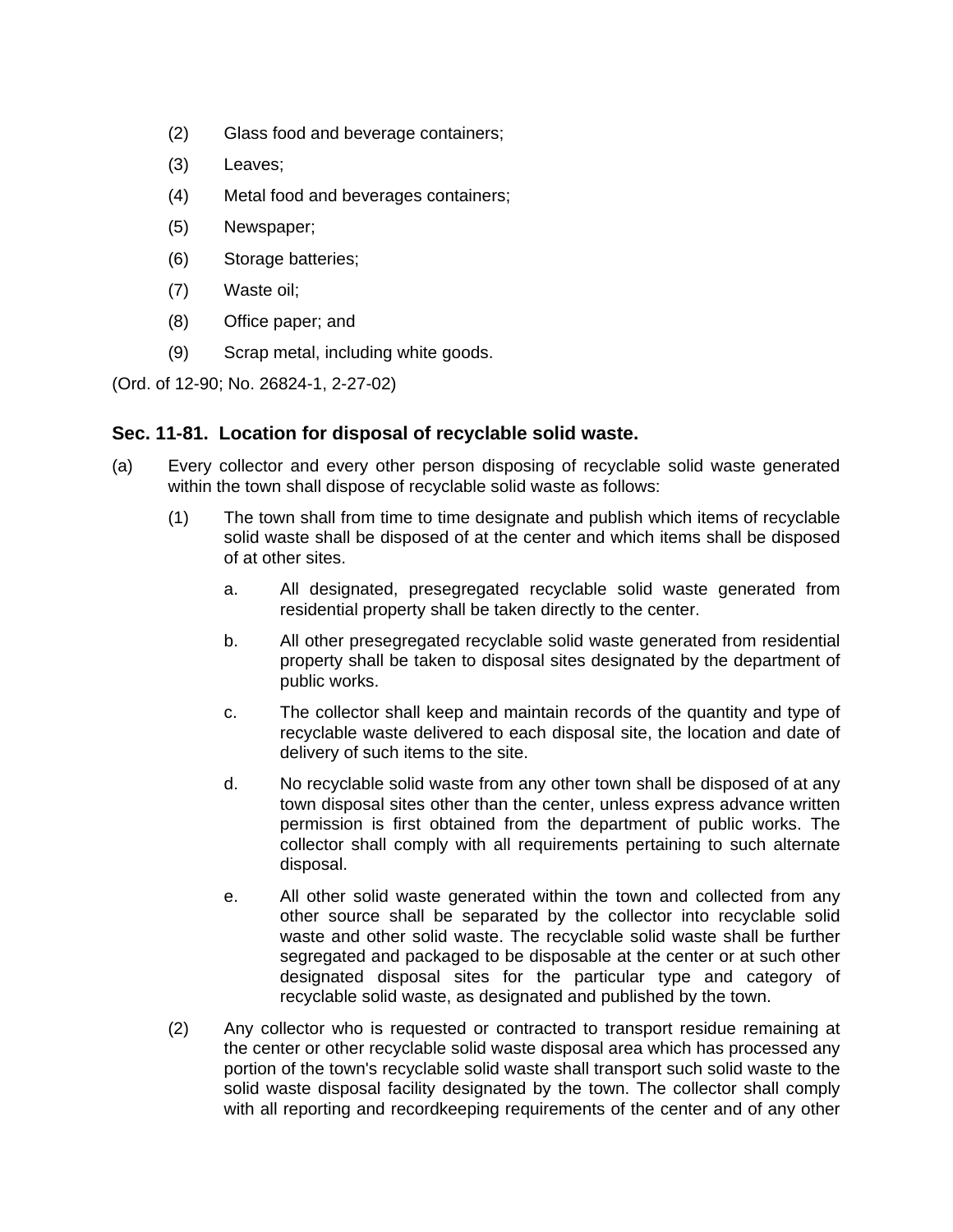(2) Glass food and beverage containers;

(3) Leaves;

(4) Metal food and beverages containers;

(5) Newspaper;

(6) Storage batteries;

(7) Waste oil;

(8) Office paper; and

(9) Scrap metal, including white goods.

(Ord. of 12-90; No. 26824-1, 2-27-02)

### Sec. 11-81. Location for disposal of recyclable solid waste.

(a) Every collector and every other person disposing of recyclable solid waste generated within the town shall dispose of recyclable solid waste as follows:

(1) The town shall from time to time designate and publish which items of recyclable solid waste shall be disposed of at the center and which items shall be disposed of at other sites.

a. All designated, presegregated recyclable solid waste generated from residential property shall be taken directly to the center.

b. All other presegregated recyclable solid waste generated from residential property shall be taken to disposal sites designated by the department of public works.

c. The collector shall keep and maintain records of the quantity and type of recyclable waste delivered to each disposal site, the location and date of delivery of such items to the site.

d. No recyclable solid waste from any other town shall be disposed of at any town disposal sites other than the center, unless express advance written permission is first obtained from the department of public works. The collector shall comply with all requirements pertaining to such alternate disposal.

e. All other solid waste generated within the town and collected from any other source shall be separated by the collector into recyclable solid waste and other solid waste. The recyclable solid waste shall be further segregated and packaged to be disposable at the center or at such other designated disposal sites for the particular type and category of recyclable solid waste, as designated and published by the town.

(2) Any collector who is requested or contracted to transport residue remaining at the center or other recyclable solid waste disposal area which has processed any portion of the town's recyclable solid waste shall transport such solid waste to the solid waste disposal facility designated by the town. The collector shall comply with all reporting and recordkeeping requirements of the center and of any other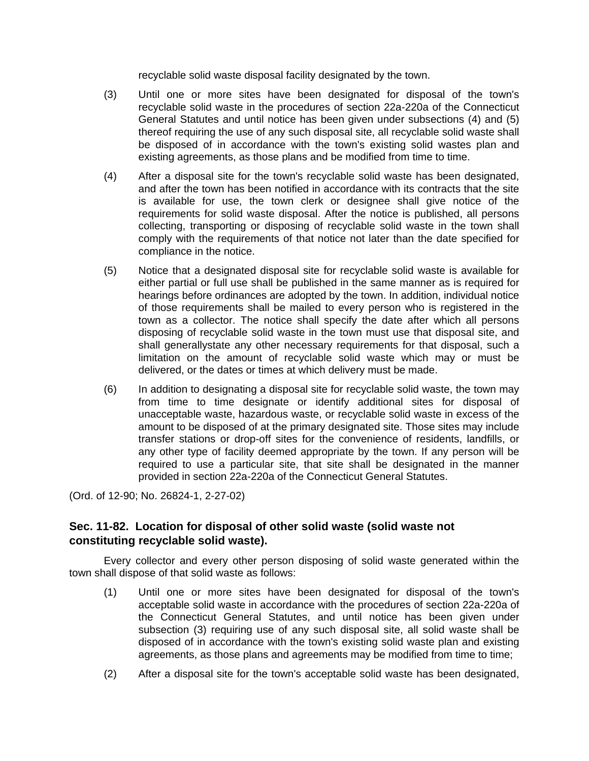recyclable solid waste disposal facility designated by the town.

(3) Until one or more sites have been designated for disposal of the town's recyclable solid waste in the procedures of section 22a-220a of the Connecticut General Statutes and until notice has been given under subsections (4) and (5) thereof requiring the use of any such disposal site, all recyclable solid waste shall be disposed of in accordance with the town's existing solid wastes plan and existing agreements, as those plans and be modified from time to time.

(4) After a disposal site for the town's recyclable solid waste has been designated, and after the town has been notified in accordance with its contracts that the site is available for use, the town clerk or designee shall give notice of the requirements for solid waste disposal. After the notice is published, all persons collecting, transporting or disposing of recyclable solid waste in the town shall comply with the requirements of that notice not later than the date specified for compliance in the notice.

(5) Notice that a designated disposal site for recyclable solid waste is available for either partial or full use shall be published in the same manner as is required for hearings before ordinances are adopted by the town. In addition, individual notice of those requirements shall be mailed to every person who is registered in the town as a collector. The notice shall specify the date after which all persons disposing of recyclable solid waste in the town must use that disposal site, and shall generallystate any other necessary requirements for that disposal, such a limitation on the amount of recyclable solid waste which may or must be delivered, or the dates or times at which delivery must be made.

(6) In addition to designating a disposal site for recyclable solid waste, the town may from time to time designate or identify additional sites for disposal of unacceptable waste, hazardous waste, or recyclable solid waste in excess of the amount to be disposed of at the primary designated site. Those sites may include transfer stations or drop-off sites for the convenience of residents, landfills, or any other type of facility deemed appropriate by the town. If any person will be required to use a particular site, that site shall be designated in the manner provided in section 22a-220a of the Connecticut General Statutes.

(Ord. of 12-90; No. 26824-1, 2-27-02)

### Sec. 11-82. Location for disposal of other solid waste (solid waste not constituting recyclable solid waste).

Every collector and every other person disposing of solid waste generated within the town shall dispose of that solid waste as follows:

(1) Until one or more sites have been designated for disposal of the town's acceptable solid waste in accordance with the procedures of section 22a-220a of the Connecticut General Statutes, and until notice has been given under subsection (3) requiring use of any such disposal site, all solid waste shall be disposed of in accordance with the town's existing solid waste plan and existing agreements, as those plans and agreements may be modified from time to time;

(2) After a disposal site for the town's acceptable solid waste has been designated,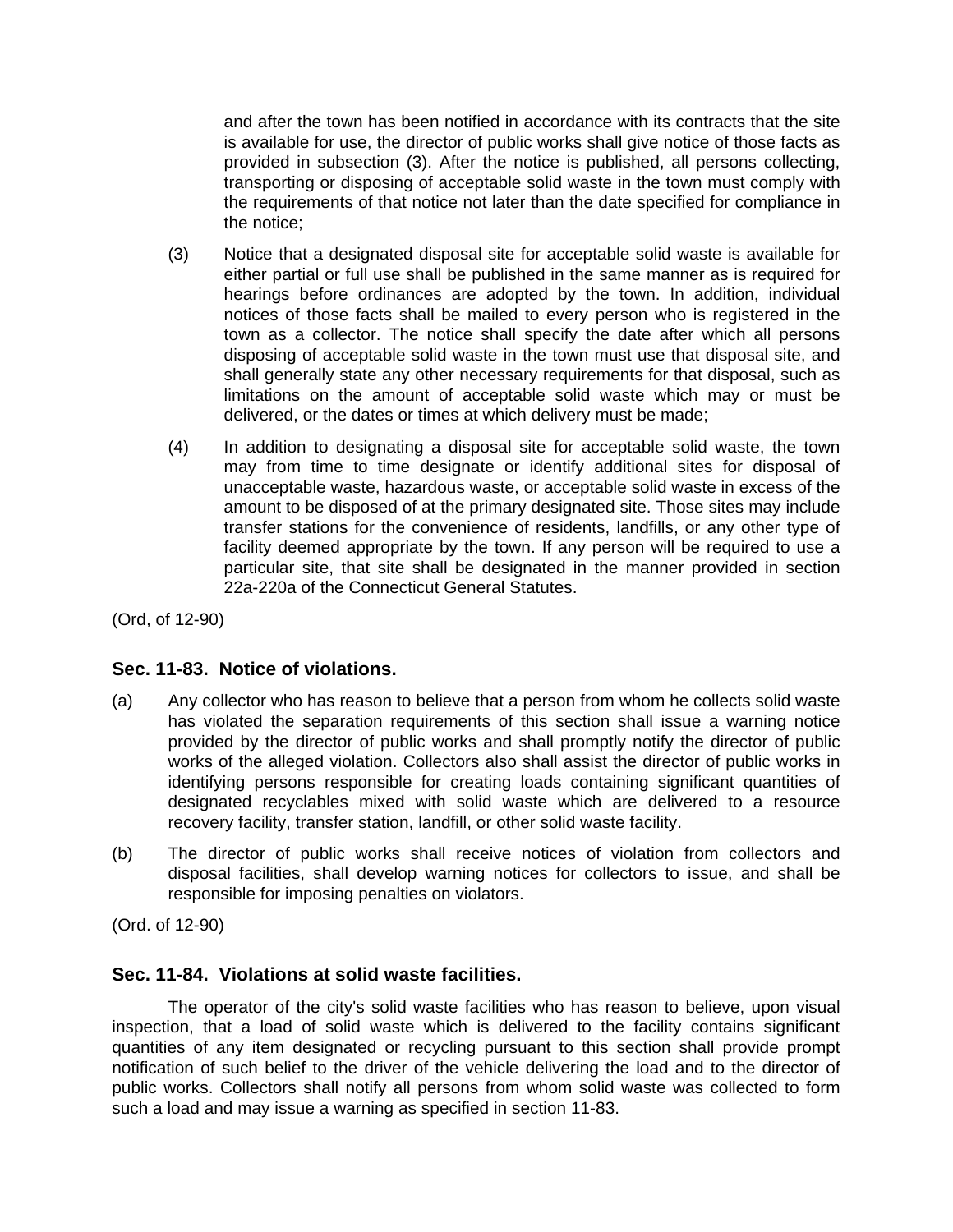and after the town has been notified in accordance with its contracts that the site is available for use, the director of public works shall give notice of those facts as provided in subsection (3). After the notice is published, all persons collecting, transporting or disposing of acceptable solid waste in the town must comply with the requirements of that notice not later than the date specified for compliance in the notice;

(3) Notice that a designated disposal site for acceptable solid waste is available for either partial or full use shall be published in the same manner as is required for hearings before ordinances are adopted by the town. In addition, individual notices of those facts shall be mailed to every person who is registered in the town as a collector. The notice shall specify the date after which all persons disposing of acceptable solid waste in the town must use that disposal site, and shall generally state any other necessary requirements for that disposal, such as limitations on the amount of acceptable solid waste which may or must be delivered, or the dates or times at which delivery must be made;

(4) In addition to designating a disposal site for acceptable solid waste, the town may from time to time designate or identify additional sites for disposal of unacceptable waste, hazardous waste, or acceptable solid waste in excess of the amount to be disposed of at the primary designated site. Those sites may include transfer stations for the convenience of residents, landfills, or any other type of facility deemed appropriate by the town. If any person will be required to use a particular site, that site shall be designated in the manner provided in section 22a-220a of the Connecticut General Statutes.

(Ord, of 12-90)

### Sec. 11-83. Notice of violations.

(a) Any collector who has reason to believe that a person from whom he collects solid waste has violated the separation requirements of this section shall issue a warning notice provided by the director of public works and shall promptly notify the director of public works of the alleged violation. Collectors also shall assist the director of public works in identifying persons responsible for creating loads containing significant quantities of designated recyclables mixed with solid waste which are delivered to a resource recovery facility, transfer station, landfill, or other solid waste facility.

(b) The director of public works shall receive notices of violation from collectors and disposal facilities, shall develop warning notices for collectors to issue, and shall be responsible for imposing penalties on violators.

(Ord. of 12-90)

### Sec. 11-84. Violations at solid waste facilities.

The operator of the city's solid waste facilities who has reason to believe, upon visual inspection, that a load of solid waste which is delivered to the facility contains significant quantities of any item designated or recycling pursuant to this section shall provide prompt notification of such belief to the driver of the vehicle delivering the load and to the director of public works. Collectors shall notify all persons from whom solid waste was collected to form such a load and may issue a warning as specified in section 11-83.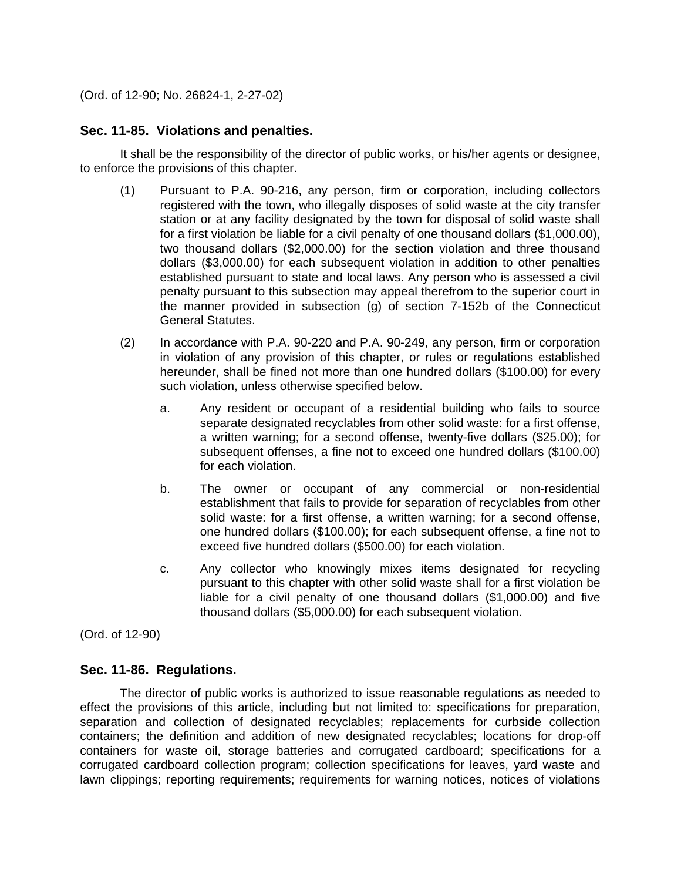(Ord. of 12-90; No. 26824-1, 2-27-02)

### Sec. 11-85. Violations and penalties.

It shall be the responsibility of the director of public works, or his/her agents or designee, to enforce the provisions of this chapter.

(1) Pursuant to P.A. 90-216, any person, firm or corporation, including collectors registered with the town, who illegally disposes of solid waste at the city transfer station or at any facility designated by the town for disposal of solid waste shall for a first violation be liable for a civil penalty of one thousand dollars ($1,000.00), two thousand dollars ($2,000.00) for the section violation and three thousand dollars ($3,000.00) for each subsequent violation in addition to other penalties established pursuant to state and local laws. Any person who is assessed a civil penalty pursuant to this subsection may appeal therefrom to the superior court in the manner provided in subsection (g) of section 7-152b of the Connecticut General Statutes.

(2) In accordance with P.A. 90-220 and P.A. 90-249, any person, firm or corporation in violation of any provision of this chapter, or rules or regulations established hereunder, shall be fined not more than one hundred dollars ($100.00) for every such violation, unless otherwise specified below.

   a. Any resident or occupant of a residential building who fails to source separate designated recyclables from other solid waste: for a first offense, a written warning; for a second offense, twenty-five dollars ($25.00); for subsequent offenses, a fine not to exceed one hundred dollars ($100.00) for each violation.

   b. The owner or occupant of any commercial or non-residential establishment that fails to provide for separation of recyclables from other solid waste: for a first offense, a written warning; for a second offense, one hundred dollars ($100.00); for each subsequent offense, a fine not to exceed five hundred dollars ($500.00) for each violation.

   c. Any collector who knowingly mixes items designated for recycling pursuant to this chapter with other solid waste shall for a first violation be liable for a civil penalty of one thousand dollars ($1,000.00) and five thousand dollars ($5,000.00) for each subsequent violation.

(Ord. of 12-90)

### Sec. 11-86. Regulations.

The director of public works is authorized to issue reasonable regulations as needed to effect the provisions of this article, including but not limited to: specifications for preparation, separation and collection of designated recyclables; replacements for curbside collection containers; the definition and addition of new designated recyclables; locations for drop-off containers for waste oil, storage batteries and corrugated cardboard; specifications for a corrugated cardboard collection program; collection specifications for leaves, yard waste and lawn clippings; reporting requirements; requirements for warning notices, notices of violations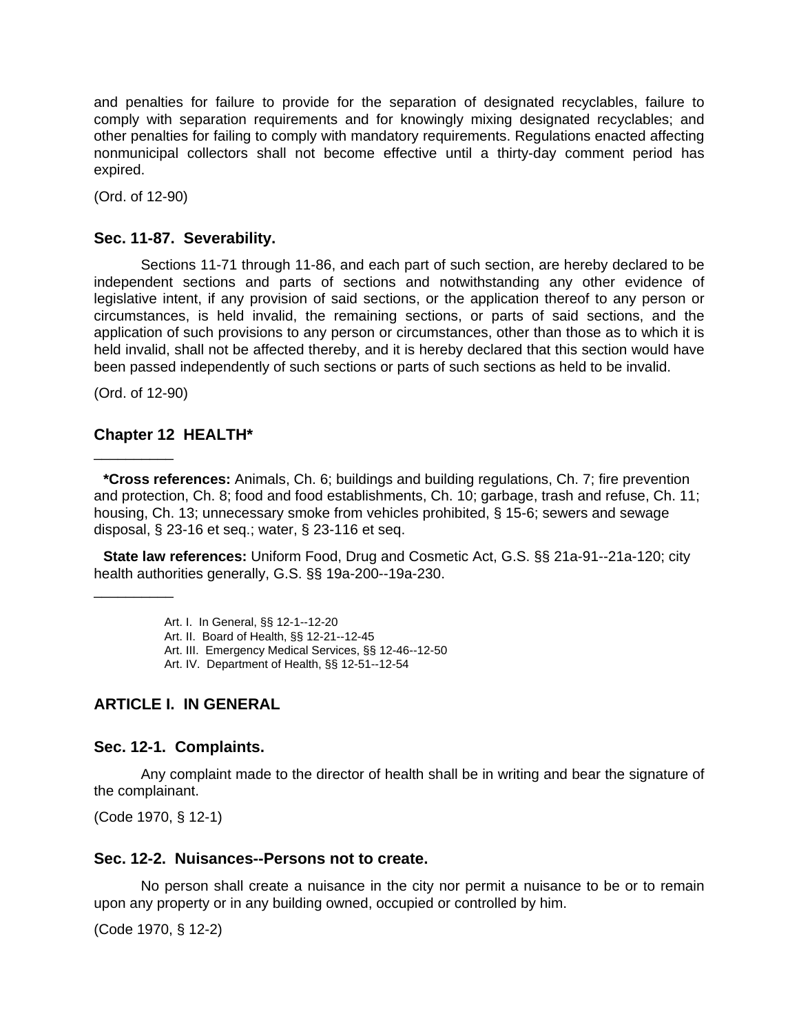and penalties for failure to provide for the separation of designated recyclables, failure to comply with separation requirements and for knowingly mixing designated recyclables; and other penalties for failing to comply with mandatory requirements. Regulations enacted affecting nonmunicipal collectors shall not become effective until a thirty-day comment period has expired.

(Ord. of 12-90)

### Sec. 11-87. Severability.

Sections 11-71 through 11-86, and each part of such section, are hereby declared to be independent sections and parts of sections and notwithstanding any other evidence of legislative intent, if any provision of said sections, or the application thereof to any person or circumstances, is held invalid, the remaining sections, or parts of said sections, and the application of such provisions to any person or circumstances, other than those as to which it is held invalid, shall not be affected thereby, and it is hereby declared that this section would have been passed independently of such sections or parts of such sections as held to be invalid.

(Ord. of 12-90)

## Chapter 12 HEALTH*

__________

**\*Cross references:** Animals, Ch. 6; buildings and building regulations, Ch. 7; fire prevention and protection, Ch. 8; food and food establishments, Ch. 10; garbage, trash and refuse, Ch. 11; housing, Ch. 13; unnecessary smoke from vehicles prohibited, § 15-6; sewers and sewage disposal, § 23-16 et seq.; water, § 23-116 et seq.

**State law references:** Uniform Food, Drug and Cosmetic Act, G.S. §§ 21a-91--21a-120; city health authorities generally, G.S. §§ 19a-200--19a-230.

__________

Art. I. In General, §§ 12-1--12-20
Art. II. Board of Health, §§ 12-21--12-45
Art. III. Emergency Medical Services, §§ 12-46--12-50
Art. IV. Department of Health, §§ 12-51--12-54

## ARTICLE I. IN GENERAL

### Sec. 12-1. Complaints.

Any complaint made to the director of health shall be in writing and bear the signature of the complainant.

(Code 1970, § 12-1)

### Sec. 12-2. Nuisances--Persons not to create.

No person shall create a nuisance in the city nor permit a nuisance to be or to remain upon any property or in any building owned, occupied or controlled by him.

(Code 1970, § 12-2)